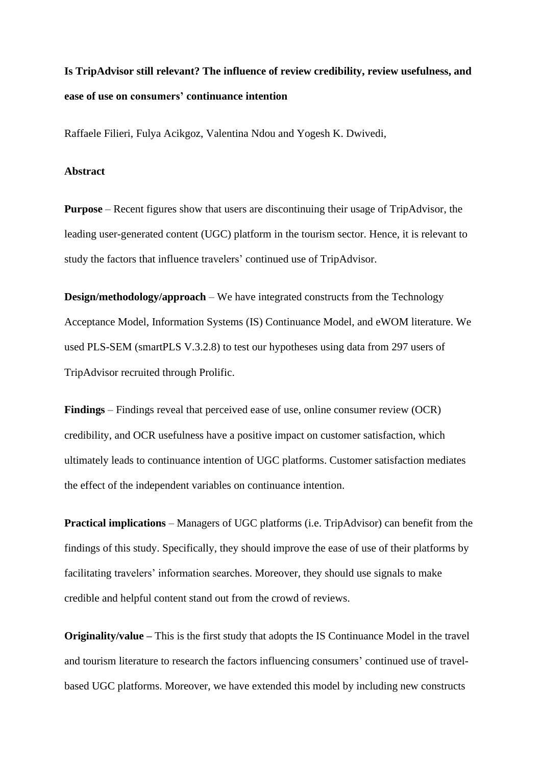# Is TripAdvisor still relevant? The influence of review credibility, review usefulness, and ease of use on consumers' continuance intention

Raffaele Filieri, Fulya Acikgoz, Valentina Ndou and Yogesh K. Dwivedi,

## Abstract

**Purpose** – Recent figures show that users are discontinuing their usage of TripAdvisor, the leading user-generated content (UGC) platform in the tourism sector. Hence, it is relevant to study the factors that influence travelers' continued use of TripAdvisor.

**Design/methodology/approach** – We have integrated constructs from the Technology Acceptance Model, Information Systems (IS) Continuance Model, and eWOM literature. We used PLS-SEM (smartPLS V.3.2.8) to test our hypotheses using data from 297 users of TripAdvisor recruited through Prolific.

**Findings** – Findings reveal that perceived ease of use, online consumer review (OCR) credibility, and OCR usefulness have a positive impact on customer satisfaction, which ultimately leads to continuance intention of UGC platforms. Customer satisfaction mediates the effect of the independent variables on continuance intention.

**Practical implications** – Managers of UGC platforms (i.e. TripAdvisor) can benefit from the findings of this study. Specifically, they should improve the ease of use of their platforms by facilitating travelers' information searches. Moreover, they should use signals to make credible and helpful content stand out from the crowd of reviews.

**Originality/value –** This is the first study that adopts the IS Continuance Model in the travel and tourism literature to research the factors influencing consumers' continued use of travel-based UGC platforms. Moreover, we have extended this model by including new constructs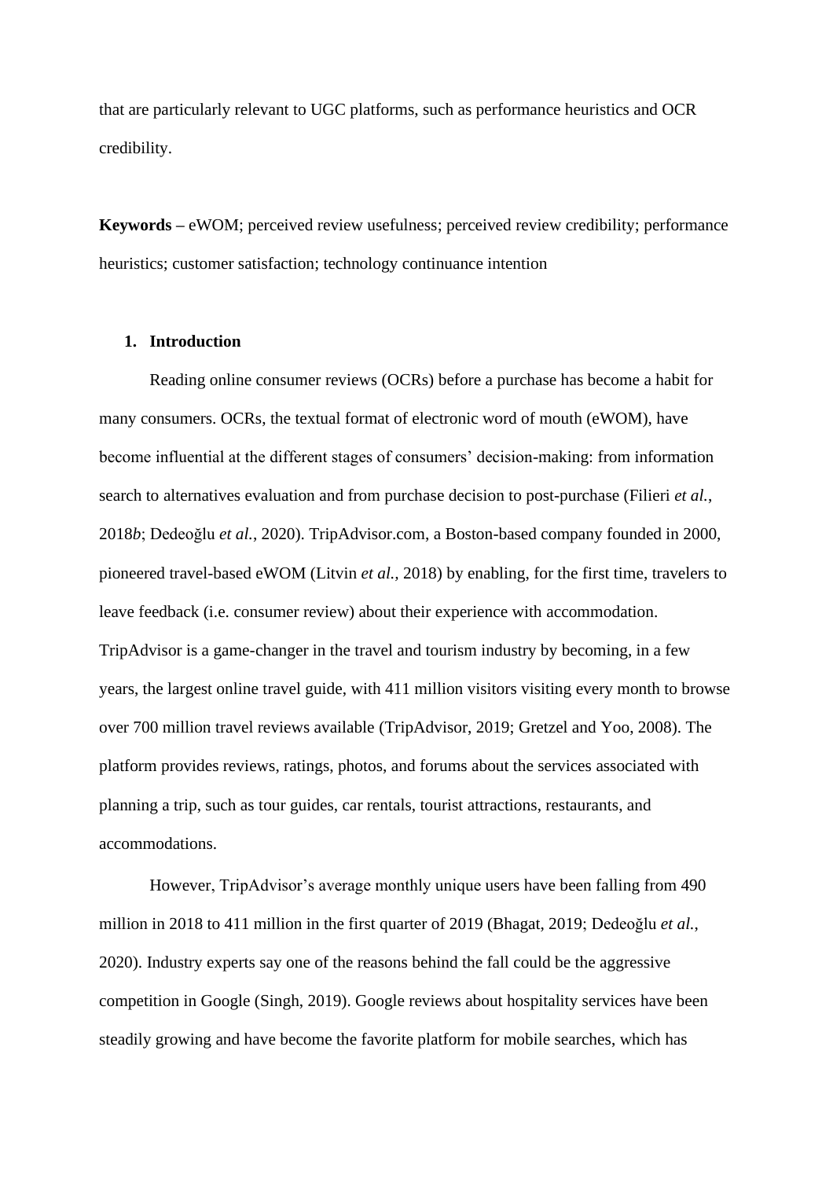that are particularly relevant to UGC platforms, such as performance heuristics and OCR credibility.

**Keywords –** eWOM; perceived review usefulness; perceived review credibility; performance heuristics; customer satisfaction; technology continuance intention

## 1. Introduction

Reading online consumer reviews (OCRs) before a purchase has become a habit for many consumers. OCRs, the textual format of electronic word of mouth (eWOM), have become influential at the different stages of consumers' decision-making: from information search to alternatives evaluation and from purchase decision to post-purchase (Filieri *et al.*, 2018*b*; Dedeoğlu *et al.*, 2020). TripAdvisor.com, a Boston-based company founded in 2000, pioneered travel-based eWOM (Litvin *et al.,* 2018) by enabling, for the first time, travelers to leave feedback (i.e. consumer review) about their experience with accommodation. TripAdvisor is a game-changer in the travel and tourism industry by becoming, in a few years, the largest online travel guide, with 411 million visitors visiting every month to browse over 700 million travel reviews available (TripAdvisor, 2019; Gretzel and Yoo, 2008). The platform provides reviews, ratings, photos, and forums about the services associated with planning a trip, such as tour guides, car rentals, tourist attractions, restaurants, and accommodations.

However, TripAdvisor's average monthly unique users have been falling from 490 million in 2018 to 411 million in the first quarter of 2019 (Bhagat, 2019; Dedeoğlu *et al.*, 2020). Industry experts say one of the reasons behind the fall could be the aggressive competition in Google (Singh, 2019). Google reviews about hospitality services have been steadily growing and have become the favorite platform for mobile searches, which has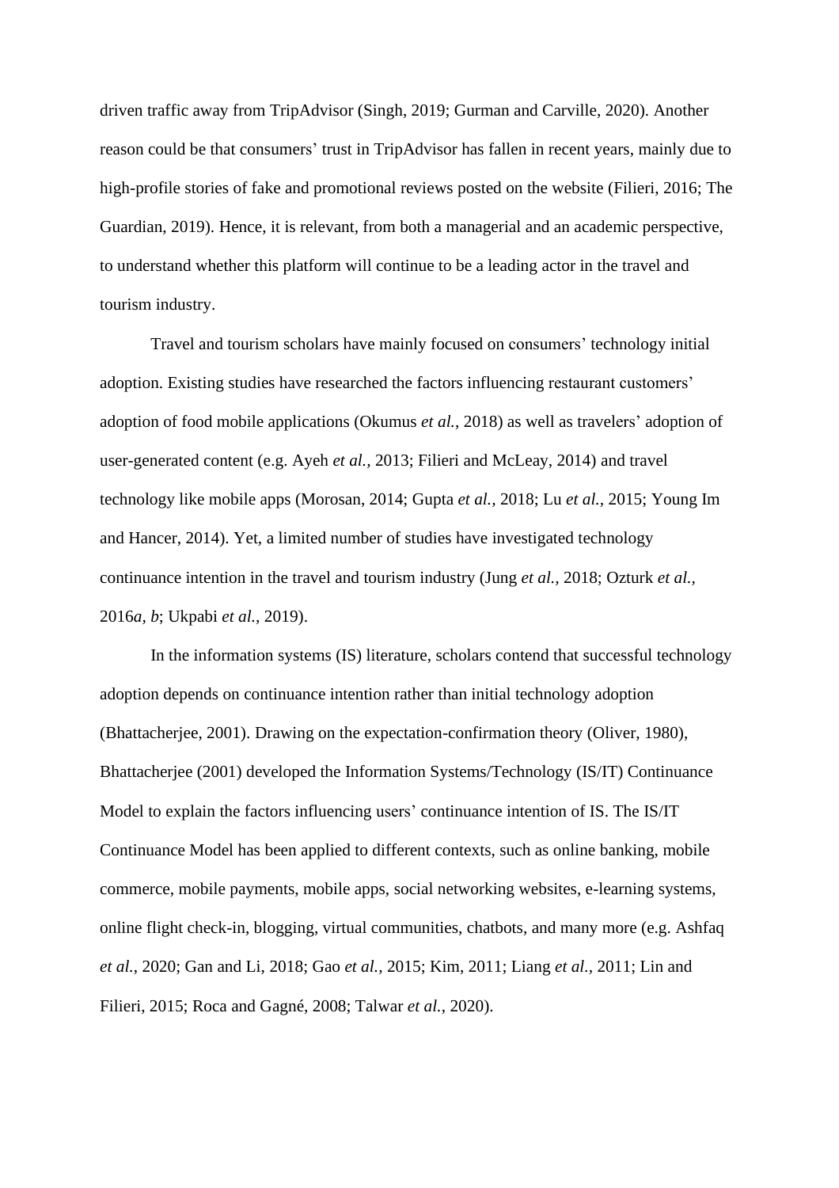driven traffic away from TripAdvisor (Singh, 2019; Gurman and Carville, 2020). Another reason could be that consumers' trust in TripAdvisor has fallen in recent years, mainly due to high-profile stories of fake and promotional reviews posted on the website (Filieri, 2016; The Guardian, 2019). Hence, it is relevant, from both a managerial and an academic perspective, to understand whether this platform will continue to be a leading actor in the travel and tourism industry.

Travel and tourism scholars have mainly focused on consumers' technology initial adoption. Existing studies have researched the factors influencing restaurant customers' adoption of food mobile applications (Okumus *et al.*, 2018) as well as travelers' adoption of user-generated content (e.g. Ayeh *et al.*, 2013; Filieri and McLeay, 2014) and travel technology like mobile apps (Morosan, 2014; Gupta *et al.*, 2018; Lu *et al.*, 2015; Young Im and Hancer, 2014). Yet, a limited number of studies have investigated technology continuance intention in the travel and tourism industry (Jung *et al.*, 2018; Ozturk *et al.*, 2016*a*, *b*; Ukpabi *et al.*, 2019).

In the information systems (IS) literature, scholars contend that successful technology adoption depends on continuance intention rather than initial technology adoption (Bhattacherjee, 2001). Drawing on the expectation-confirmation theory (Oliver, 1980), Bhattacherjee (2001) developed the Information Systems/Technology (IS/IT) Continuance Model to explain the factors influencing users' continuance intention of IS. The IS/IT Continuance Model has been applied to different contexts, such as online banking, mobile commerce, mobile payments, mobile apps, social networking websites, e-learning systems, online flight check-in, blogging, virtual communities, chatbots, and many more (e.g. Ashfaq *et al.*, 2020; Gan and Li, 2018; Gao *et al.*, 2015; Kim, 2011; Liang *et al.*, 2011; Lin and Filieri, 2015; Roca and Gagné, 2008; Talwar *et al.*, 2020).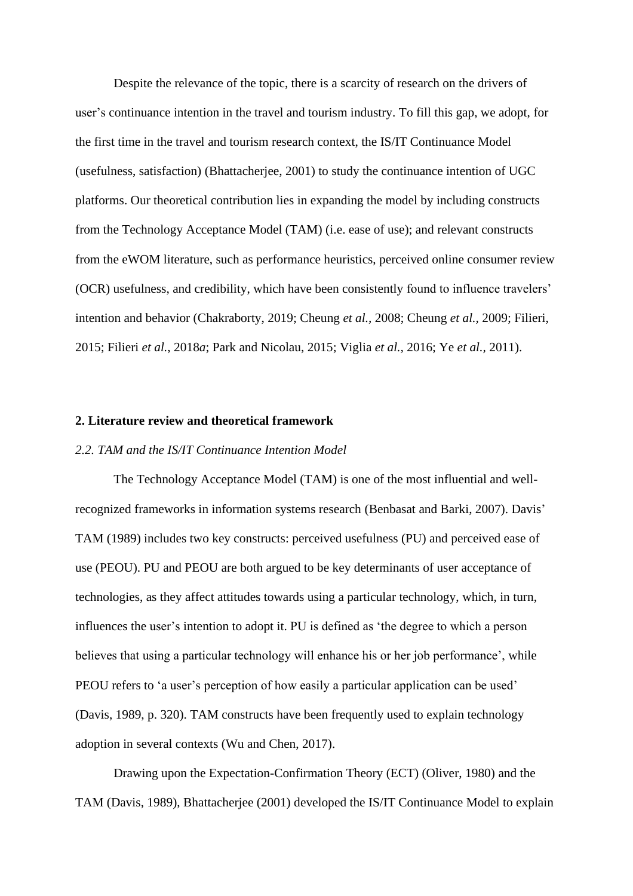Despite the relevance of the topic, there is a scarcity of research on the drivers of user's continuance intention in the travel and tourism industry. To fill this gap, we adopt, for the first time in the travel and tourism research context, the IS/IT Continuance Model (usefulness, satisfaction) (Bhattacherjee, 2001) to study the continuance intention of UGC platforms. Our theoretical contribution lies in expanding the model by including constructs from the Technology Acceptance Model (TAM) (i.e. ease of use); and relevant constructs from the eWOM literature, such as performance heuristics, perceived online consumer review (OCR) usefulness, and credibility, which have been consistently found to influence travelers' intention and behavior (Chakraborty, 2019; Cheung *et al.,* 2008; Cheung *et al.,* 2009; Filieri, 2015; Filieri *et al.*, 2018*a*; Park and Nicolau, 2015; Viglia *et al.,* 2016; Ye *et al.,* 2011).

## 2. Literature review and theoretical framework

### *2.2. TAM and the IS/IT Continuance Intention Model*

The Technology Acceptance Model (TAM) is one of the most influential and well-recognized frameworks in information systems research (Benbasat and Barki, 2007). Davis' TAM (1989) includes two key constructs: perceived usefulness (PU) and perceived ease of use (PEOU). PU and PEOU are both argued to be key determinants of user acceptance of technologies, as they affect attitudes towards using a particular technology, which, in turn, influences the user's intention to adopt it. PU is defined as 'the degree to which a person believes that using a particular technology will enhance his or her job performance', while PEOU refers to 'a user's perception of how easily a particular application can be used' (Davis, 1989, p. 320). TAM constructs have been frequently used to explain technology adoption in several contexts (Wu and Chen, 2017).

Drawing upon the Expectation-Confirmation Theory (ECT) (Oliver, 1980) and the TAM (Davis, 1989), Bhattacherjee (2001) developed the IS/IT Continuance Model to explain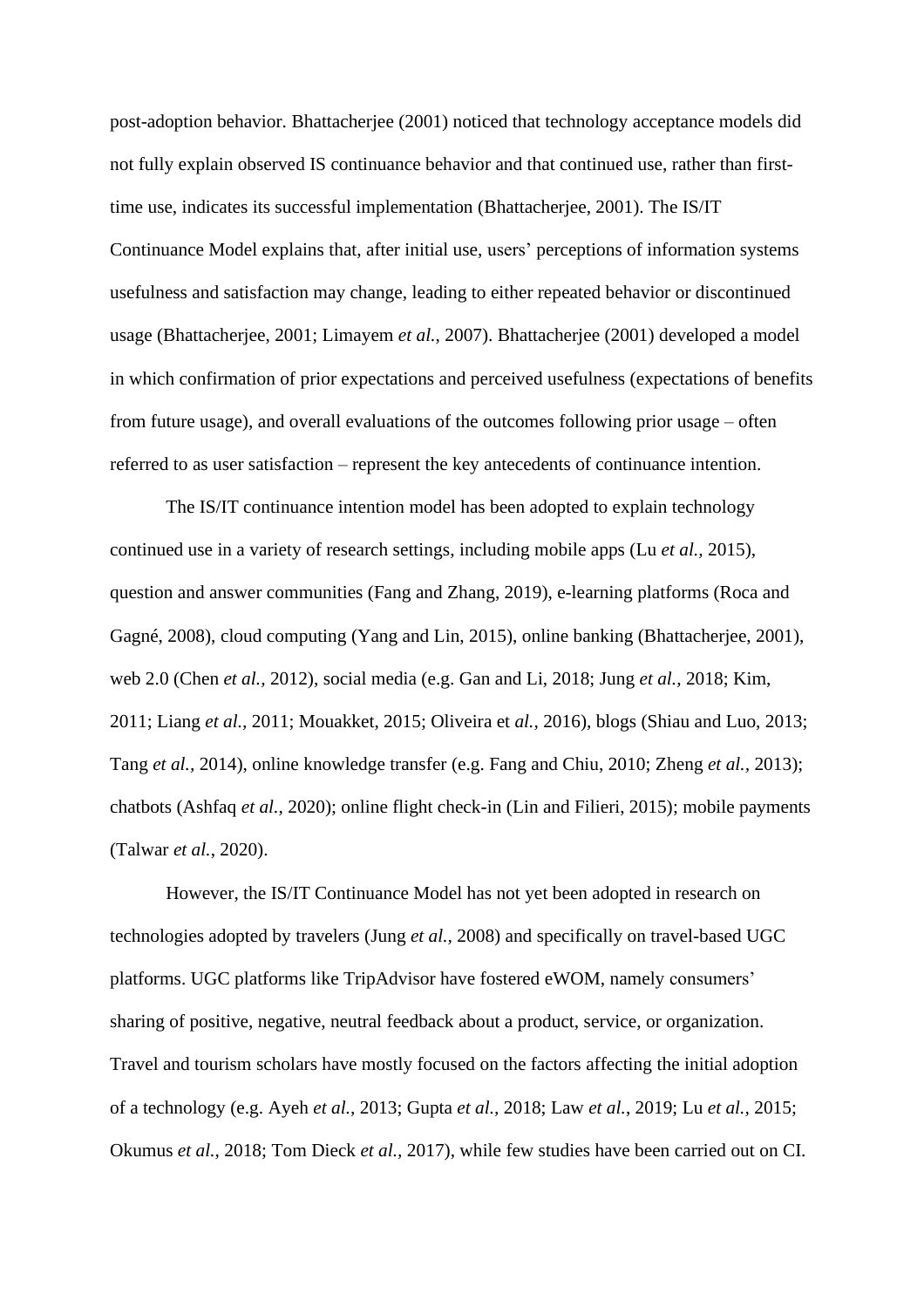post-adoption behavior. Bhattacherjee (2001) noticed that technology acceptance models did not fully explain observed IS continuance behavior and that continued use, rather than first-time use, indicates its successful implementation (Bhattacherjee, 2001). The IS/IT Continuance Model explains that, after initial use, users' perceptions of information systems usefulness and satisfaction may change, leading to either repeated behavior or discontinued usage (Bhattacherjee, 2001; Limayem *et al.*, 2007). Bhattacherjee (2001) developed a model in which confirmation of prior expectations and perceived usefulness (expectations of benefits from future usage), and overall evaluations of the outcomes following prior usage – often referred to as user satisfaction – represent the key antecedents of continuance intention.

The IS/IT continuance intention model has been adopted to explain technology continued use in a variety of research settings, including mobile apps (Lu *et al.*, 2015), question and answer communities (Fang and Zhang, 2019), e-learning platforms (Roca and Gagné, 2008), cloud computing (Yang and Lin, 2015), online banking (Bhattacherjee, 2001), web 2.0 (Chen *et al.*, 2012), social media (e.g. Gan and Li, 2018; Jung *et al.*, 2018; Kim, 2011; Liang *et al.*, 2011; Mouakket, 2015; Oliveira et *al.*, 2016), blogs (Shiau and Luo, 2013; Tang *et al.*, 2014), online knowledge transfer (e.g. Fang and Chiu, 2010; Zheng *et al.*, 2013); chatbots (Ashfaq *et al.*, 2020); online flight check-in (Lin and Filieri, 2015); mobile payments (Talwar *et al.*, 2020).

However, the IS/IT Continuance Model has not yet been adopted in research on technologies adopted by travelers (Jung *et al.*, 2008) and specifically on travel-based UGC platforms. UGC platforms like TripAdvisor have fostered eWOM, namely consumers' sharing of positive, negative, neutral feedback about a product, service, or organization. Travel and tourism scholars have mostly focused on the factors affecting the initial adoption of a technology (e.g. Ayeh *et al.*, 2013; Gupta *et al.*, 2018; Law *et al.*, 2019; Lu *et al.*, 2015; Okumus *et al.*, 2018; Tom Dieck *et al.*, 2017), while few studies have been carried out on CI.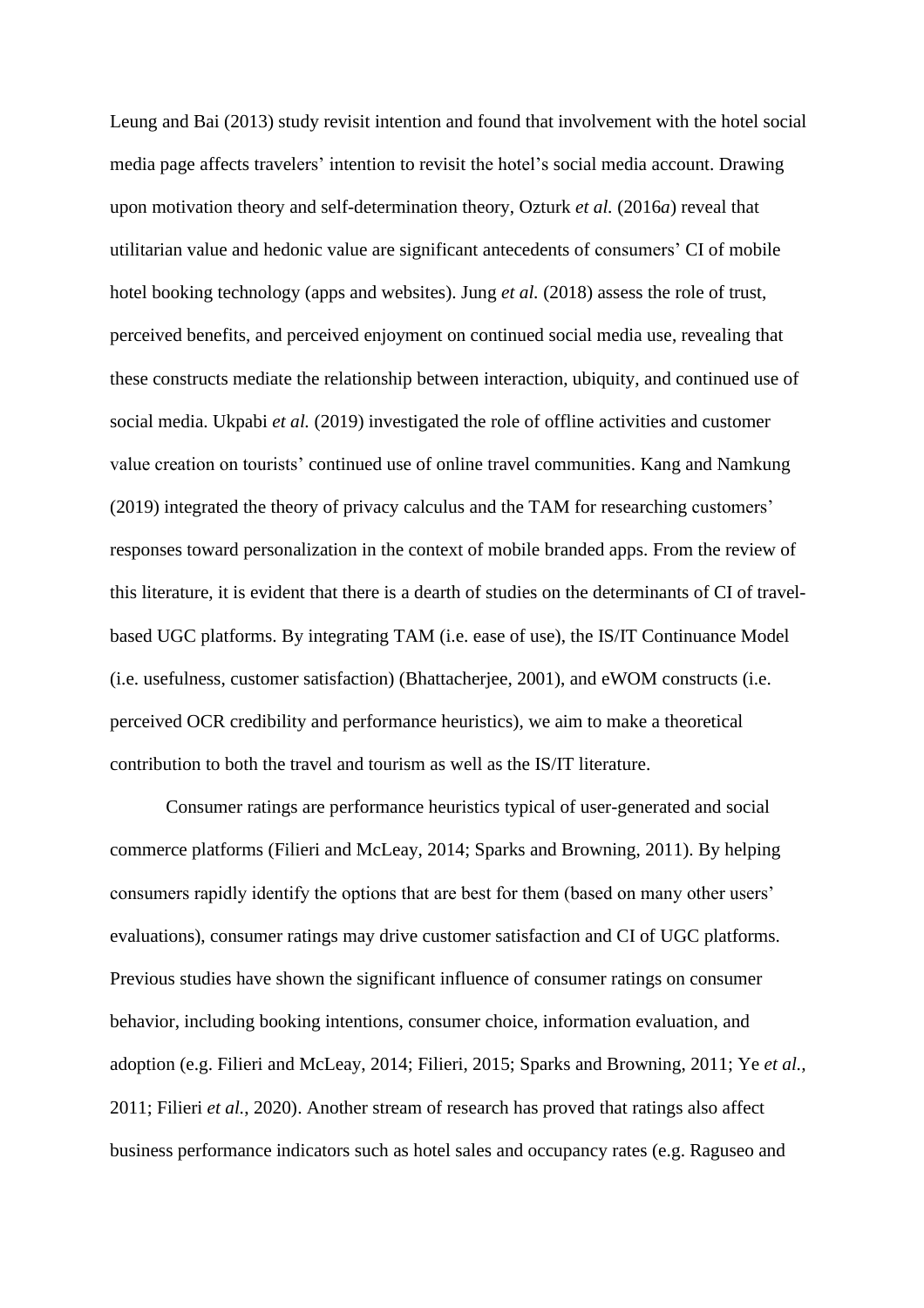Leung and Bai (2013) study revisit intention and found that involvement with the hotel social media page affects travelers' intention to revisit the hotel's social media account. Drawing upon motivation theory and self-determination theory, Ozturk *et al.* (2016*a*) reveal that utilitarian value and hedonic value are significant antecedents of consumers' CI of mobile hotel booking technology (apps and websites). Jung *et al.* (2018) assess the role of trust, perceived benefits, and perceived enjoyment on continued social media use, revealing that these constructs mediate the relationship between interaction, ubiquity, and continued use of social media. Ukpabi *et al.* (2019) investigated the role of offline activities and customer value creation on tourists' continued use of online travel communities. Kang and Namkung (2019) integrated the theory of privacy calculus and the TAM for researching customers' responses toward personalization in the context of mobile branded apps. From the review of this literature, it is evident that there is a dearth of studies on the determinants of CI of travel-based UGC platforms. By integrating TAM (i.e. ease of use), the IS/IT Continuance Model (i.e. usefulness, customer satisfaction) (Bhattacherjee, 2001), and eWOM constructs (i.e. perceived OCR credibility and performance heuristics), we aim to make a theoretical contribution to both the travel and tourism as well as the IS/IT literature.

Consumer ratings are performance heuristics typical of user-generated and social commerce platforms (Filieri and McLeay, 2014; Sparks and Browning, 2011). By helping consumers rapidly identify the options that are best for them (based on many other users' evaluations), consumer ratings may drive customer satisfaction and CI of UGC platforms. Previous studies have shown the significant influence of consumer ratings on consumer behavior, including booking intentions, consumer choice, information evaluation, and adoption (e.g. Filieri and McLeay, 2014; Filieri, 2015; Sparks and Browning, 2011; Ye *et al.*, 2011; Filieri *et al.*, 2020). Another stream of research has proved that ratings also affect business performance indicators such as hotel sales and occupancy rates (e.g. Raguseo and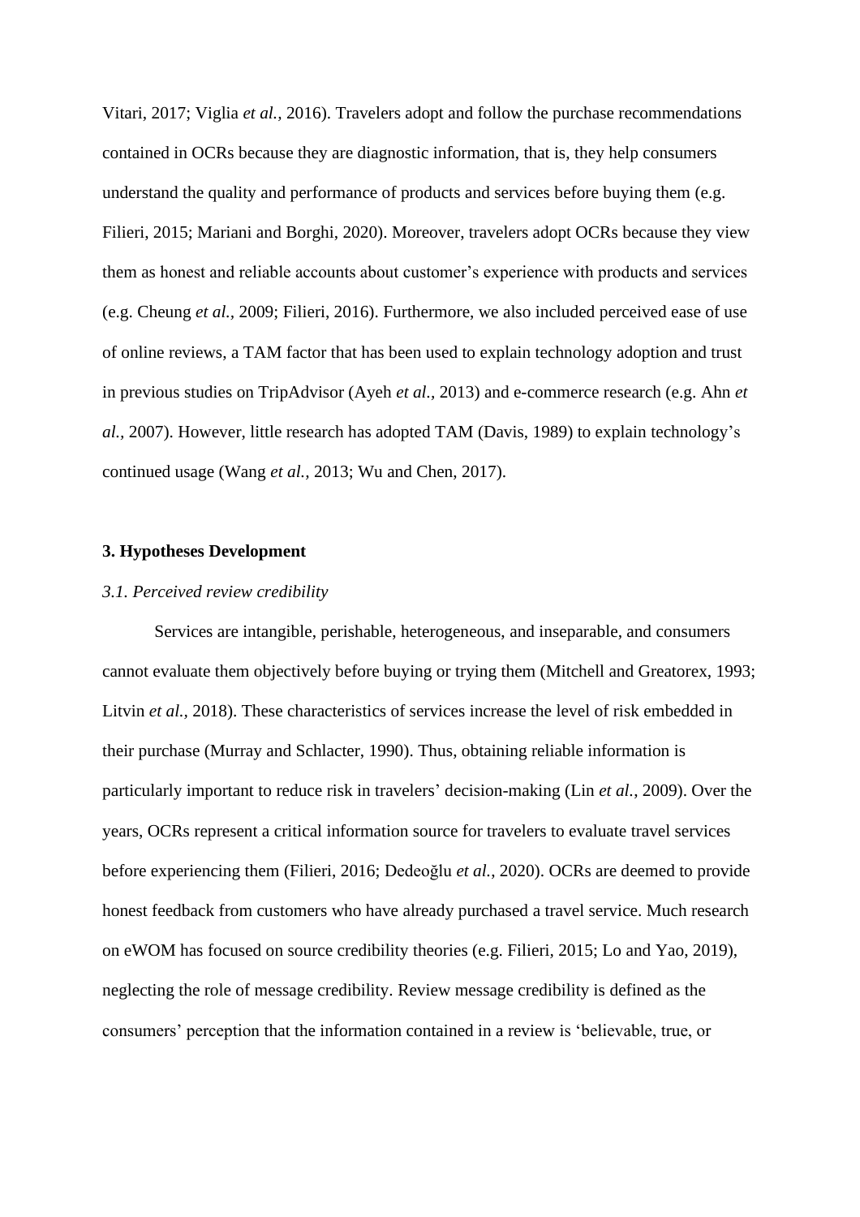Vitari, 2017; Viglia *et al.*, 2016). Travelers adopt and follow the purchase recommendations contained in OCRs because they are diagnostic information, that is, they help consumers understand the quality and performance of products and services before buying them (e.g. Filieri, 2015; Mariani and Borghi, 2020). Moreover, travelers adopt OCRs because they view them as honest and reliable accounts about customer's experience with products and services (e.g. Cheung *et al.*, 2009; Filieri, 2016). Furthermore, we also included perceived ease of use of online reviews, a TAM factor that has been used to explain technology adoption and trust in previous studies on TripAdvisor (Ayeh *et al.*, 2013) and e-commerce research (e.g. Ahn *et al.*, 2007). However, little research has adopted TAM (Davis, 1989) to explain technology's continued usage (Wang *et al.*, 2013; Wu and Chen, 2017).

## 3. Hypotheses Development

### *3.1. Perceived review credibility*

Services are intangible, perishable, heterogeneous, and inseparable, and consumers cannot evaluate them objectively before buying or trying them (Mitchell and Greatorex, 1993; Litvin *et al.*, 2018). These characteristics of services increase the level of risk embedded in their purchase (Murray and Schlacter, 1990). Thus, obtaining reliable information is particularly important to reduce risk in travelers' decision-making (Lin *et al.*, 2009). Over the years, OCRs represent a critical information source for travelers to evaluate travel services before experiencing them (Filieri, 2016; Dedeoğlu *et al.*, 2020). OCRs are deemed to provide honest feedback from customers who have already purchased a travel service. Much research on eWOM has focused on source credibility theories (e.g. Filieri, 2015; Lo and Yao, 2019), neglecting the role of message credibility. Review message credibility is defined as the consumers' perception that the information contained in a review is 'believable, true, or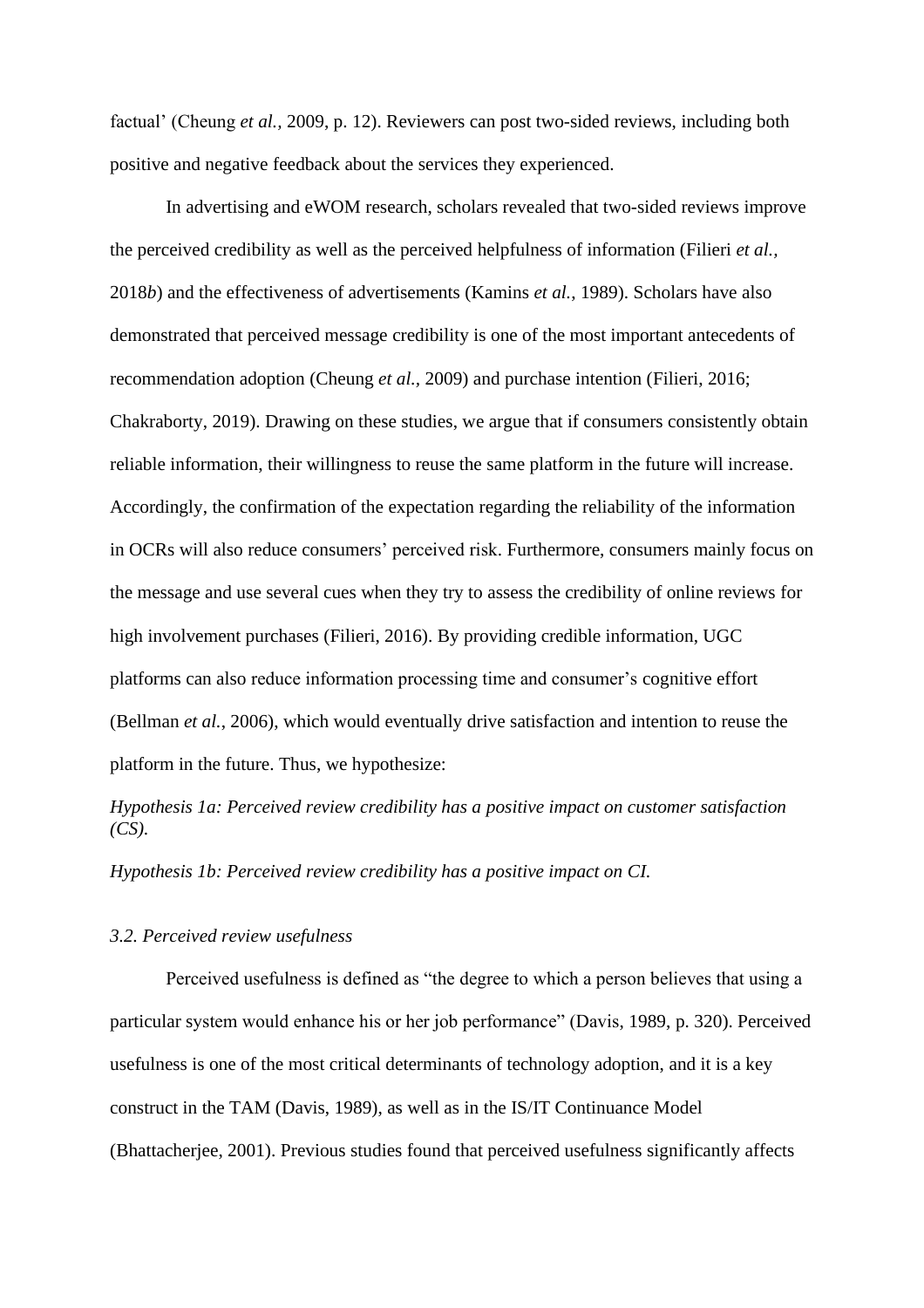factual' (Cheung *et al.*, 2009, p. 12). Reviewers can post two-sided reviews, including both positive and negative feedback about the services they experienced.

In advertising and eWOM research, scholars revealed that two-sided reviews improve the perceived credibility as well as the perceived helpfulness of information (Filieri *et al.*, 2018*b*) and the effectiveness of advertisements (Kamins *et al.*, 1989). Scholars have also demonstrated that perceived message credibility is one of the most important antecedents of recommendation adoption (Cheung *et al.*, 2009) and purchase intention (Filieri, 2016; Chakraborty, 2019). Drawing on these studies, we argue that if consumers consistently obtain reliable information, their willingness to reuse the same platform in the future will increase. Accordingly, the confirmation of the expectation regarding the reliability of the information in OCRs will also reduce consumers' perceived risk. Furthermore, consumers mainly focus on the message and use several cues when they try to assess the credibility of online reviews for high involvement purchases (Filieri, 2016). By providing credible information, UGC platforms can also reduce information processing time and consumer's cognitive effort (Bellman *et al.*, 2006), which would eventually drive satisfaction and intention to reuse the platform in the future. Thus, we hypothesize:

*Hypothesis 1a: Perceived review credibility has a positive impact on customer satisfaction (CS).*

*Hypothesis 1b: Perceived review credibility has a positive impact on CI.*

### *3.2. Perceived review usefulness*

Perceived usefulness is defined as "the degree to which a person believes that using a particular system would enhance his or her job performance" (Davis, 1989, p. 320). Perceived usefulness is one of the most critical determinants of technology adoption, and it is a key construct in the TAM (Davis, 1989), as well as in the IS/IT Continuance Model (Bhattacherjee, 2001). Previous studies found that perceived usefulness significantly affects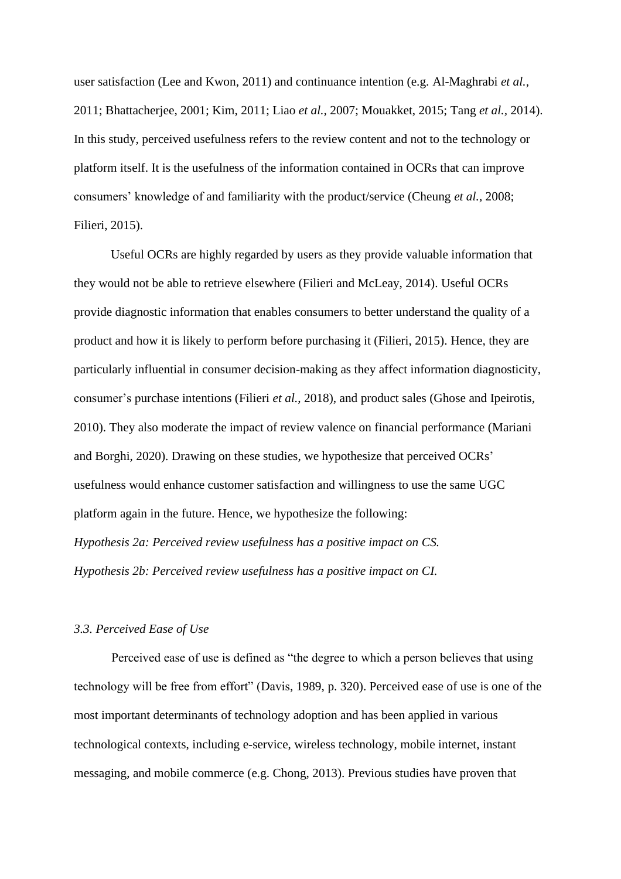user satisfaction (Lee and Kwon, 2011) and continuance intention (e.g. Al-Maghrabi *et al.*, 2011; Bhattacherjee, 2001; Kim, 2011; Liao *et al.*, 2007; Mouakket, 2015; Tang *et al.*, 2014). In this study, perceived usefulness refers to the review content and not to the technology or platform itself. It is the usefulness of the information contained in OCRs that can improve consumers' knowledge of and familiarity with the product/service (Cheung *et al.*, 2008; Filieri, 2015).

Useful OCRs are highly regarded by users as they provide valuable information that they would not be able to retrieve elsewhere (Filieri and McLeay, 2014). Useful OCRs provide diagnostic information that enables consumers to better understand the quality of a product and how it is likely to perform before purchasing it (Filieri, 2015). Hence, they are particularly influential in consumer decision-making as they affect information diagnosticity, consumer's purchase intentions (Filieri *et al.*, 2018), and product sales (Ghose and Ipeirotis, 2010). They also moderate the impact of review valence on financial performance (Mariani and Borghi, 2020). Drawing on these studies, we hypothesize that perceived OCRs' usefulness would enhance customer satisfaction and willingness to use the same UGC platform again in the future. Hence, we hypothesize the following:

*Hypothesis 2a: Perceived review usefulness has a positive impact on CS.*

*Hypothesis 2b: Perceived review usefulness has a positive impact on CI.*

### *3.3. Perceived Ease of Use*

Perceived ease of use is defined as "the degree to which a person believes that using technology will be free from effort" (Davis, 1989, p. 320). Perceived ease of use is one of the most important determinants of technology adoption and has been applied in various technological contexts, including e-service, wireless technology, mobile internet, instant messaging, and mobile commerce (e.g. Chong, 2013). Previous studies have proven that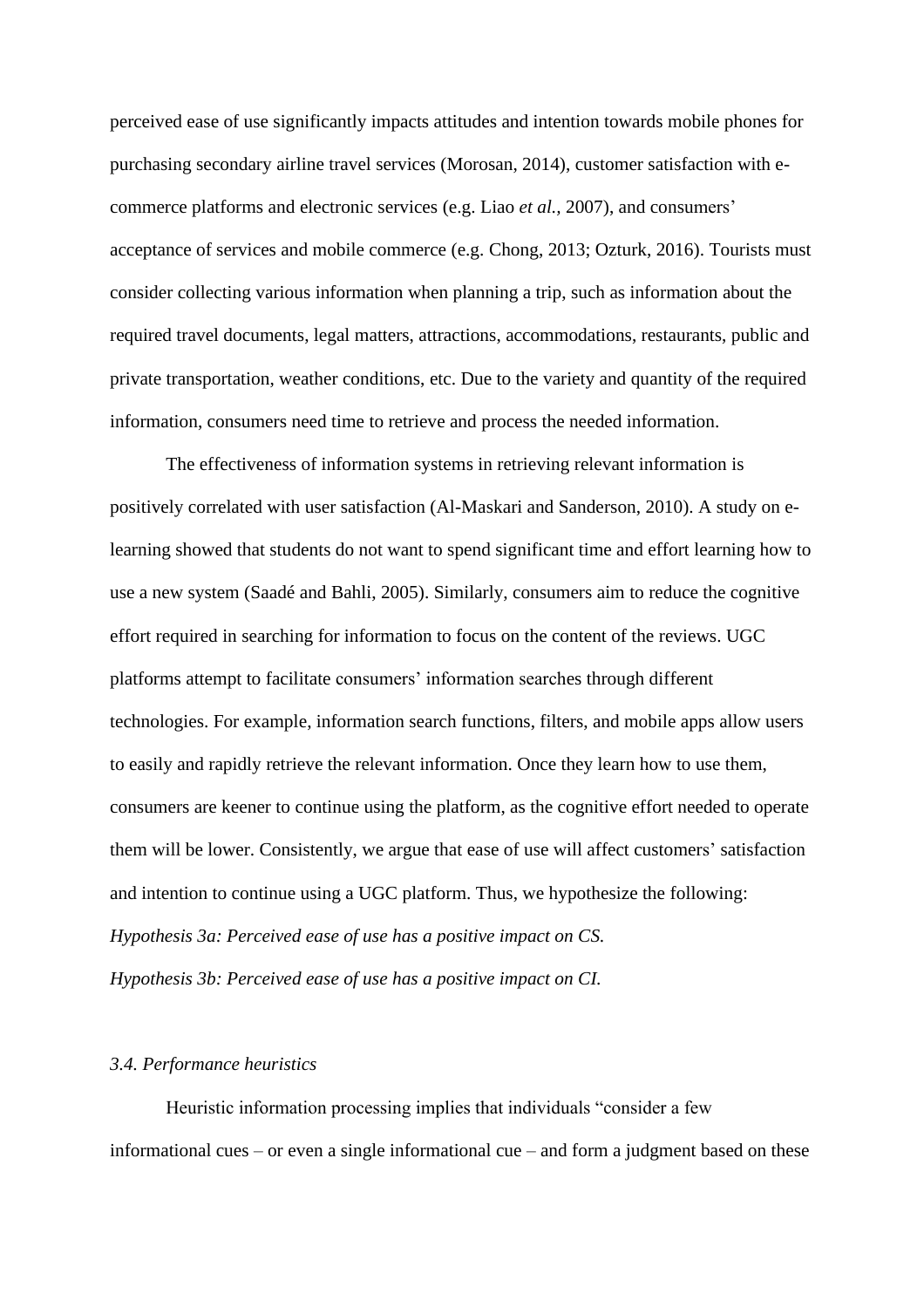perceived ease of use significantly impacts attitudes and intention towards mobile phones for purchasing secondary airline travel services (Morosan, 2014), customer satisfaction with e-commerce platforms and electronic services (e.g. Liao *et al.*, 2007), and consumers' acceptance of services and mobile commerce (e.g. Chong, 2013; Ozturk, 2016). Tourists must consider collecting various information when planning a trip, such as information about the required travel documents, legal matters, attractions, accommodations, restaurants, public and private transportation, weather conditions, etc. Due to the variety and quantity of the required information, consumers need time to retrieve and process the needed information.

The effectiveness of information systems in retrieving relevant information is positively correlated with user satisfaction (Al-Maskari and Sanderson, 2010). A study on e-learning showed that students do not want to spend significant time and effort learning how to use a new system (Saadé and Bahli, 2005). Similarly, consumers aim to reduce the cognitive effort required in searching for information to focus on the content of the reviews. UGC platforms attempt to facilitate consumers' information searches through different technologies. For example, information search functions, filters, and mobile apps allow users to easily and rapidly retrieve the relevant information. Once they learn how to use them, consumers are keener to continue using the platform, as the cognitive effort needed to operate them will be lower. Consistently, we argue that ease of use will affect customers' satisfaction and intention to continue using a UGC platform. Thus, we hypothesize the following:

*Hypothesis 3a: Perceived ease of use has a positive impact on CS.*

*Hypothesis 3b: Perceived ease of use has a positive impact on CI.*

### *3.4. Performance heuristics*

Heuristic information processing implies that individuals "consider a few informational cues – or even a single informational cue – and form a judgment based on these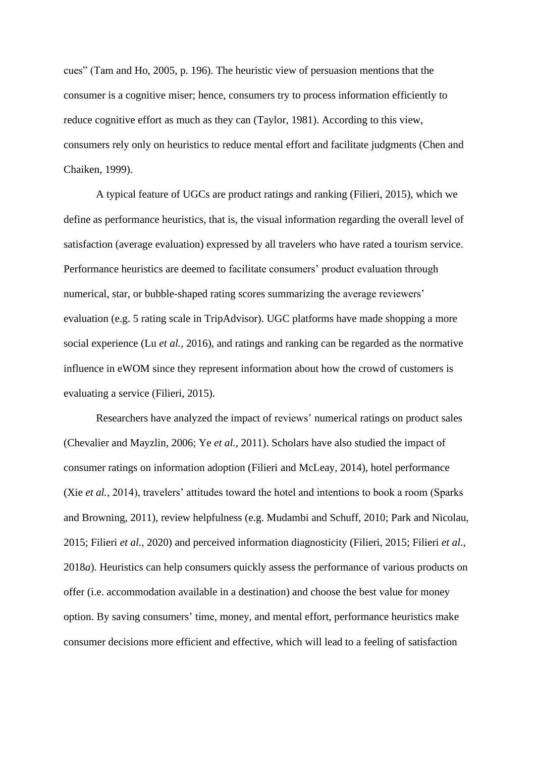cues" (Tam and Ho, 2005, p. 196). The heuristic view of persuasion mentions that the consumer is a cognitive miser; hence, consumers try to process information efficiently to reduce cognitive effort as much as they can (Taylor, 1981). According to this view, consumers rely only on heuristics to reduce mental effort and facilitate judgments (Chen and Chaiken, 1999).

A typical feature of UGCs are product ratings and ranking (Filieri, 2015), which we define as performance heuristics, that is, the visual information regarding the overall level of satisfaction (average evaluation) expressed by all travelers who have rated a tourism service. Performance heuristics are deemed to facilitate consumers' product evaluation through numerical, star, or bubble-shaped rating scores summarizing the average reviewers' evaluation (e.g. 5 rating scale in TripAdvisor). UGC platforms have made shopping a more social experience (Lu *et al.,* 2016), and ratings and ranking can be regarded as the normative influence in eWOM since they represent information about how the crowd of customers is evaluating a service (Filieri, 2015).

Researchers have analyzed the impact of reviews' numerical ratings on product sales (Chevalier and Mayzlin, 2006; Ye *et al.,* 2011). Scholars have also studied the impact of consumer ratings on information adoption (Filieri and McLeay, 2014), hotel performance (Xie *et al.,* 2014), travelers' attitudes toward the hotel and intentions to book a room (Sparks and Browning, 2011), review helpfulness (e.g. Mudambi and Schuff, 2010; Park and Nicolau, 2015; Filieri *et al.*, 2020) and perceived information diagnosticity (Filieri, 2015; Filieri *et al.*, 2018*a*). Heuristics can help consumers quickly assess the performance of various products on offer (i.e. accommodation available in a destination) and choose the best value for money option. By saving consumers' time, money, and mental effort, performance heuristics make consumer decisions more efficient and effective, which will lead to a feeling of satisfaction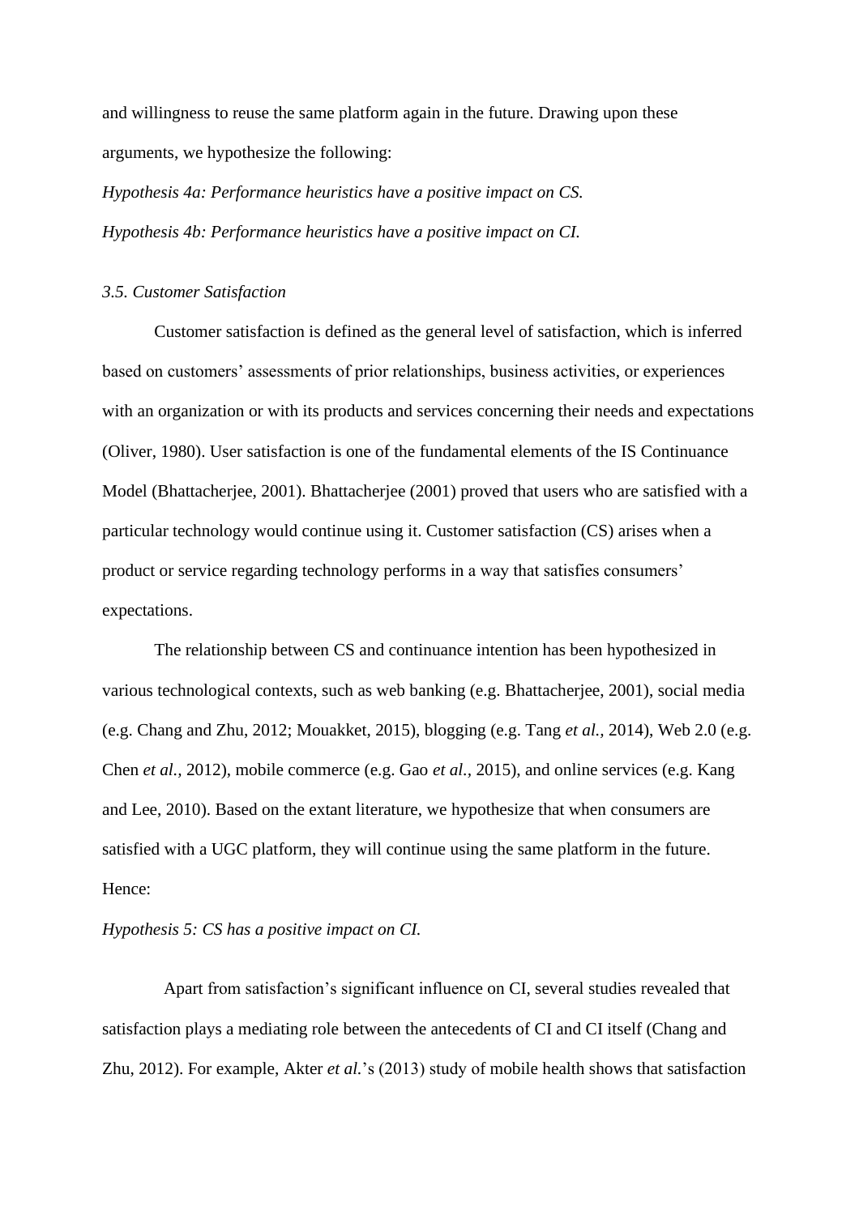and willingness to reuse the same platform again in the future. Drawing upon these arguments, we hypothesize the following:

*Hypothesis 4a: Performance heuristics have a positive impact on CS.*

*Hypothesis 4b: Performance heuristics have a positive impact on CI.*

### *3.5. Customer Satisfaction*

Customer satisfaction is defined as the general level of satisfaction, which is inferred based on customers' assessments of prior relationships, business activities, or experiences with an organization or with its products and services concerning their needs and expectations (Oliver, 1980). User satisfaction is one of the fundamental elements of the IS Continuance Model (Bhattacherjee, 2001). Bhattacherjee (2001) proved that users who are satisfied with a particular technology would continue using it. Customer satisfaction (CS) arises when a product or service regarding technology performs in a way that satisfies consumers' expectations.

The relationship between CS and continuance intention has been hypothesized in various technological contexts, such as web banking (e.g. Bhattacherjee, 2001), social media (e.g. Chang and Zhu, 2012; Mouakket, 2015), blogging (e.g. Tang *et al.,* 2014), Web 2.0 (e.g. Chen *et al.,* 2012), mobile commerce (e.g. Gao *et al.,* 2015), and online services (e.g. Kang and Lee, 2010). Based on the extant literature, we hypothesize that when consumers are satisfied with a UGC platform, they will continue using the same platform in the future. Hence:

*Hypothesis 5: CS has a positive impact on CI.*

Apart from satisfaction's significant influence on CI, several studies revealed that satisfaction plays a mediating role between the antecedents of CI and CI itself (Chang and Zhu, 2012). For example, Akter *et al.*'s (2013) study of mobile health shows that satisfaction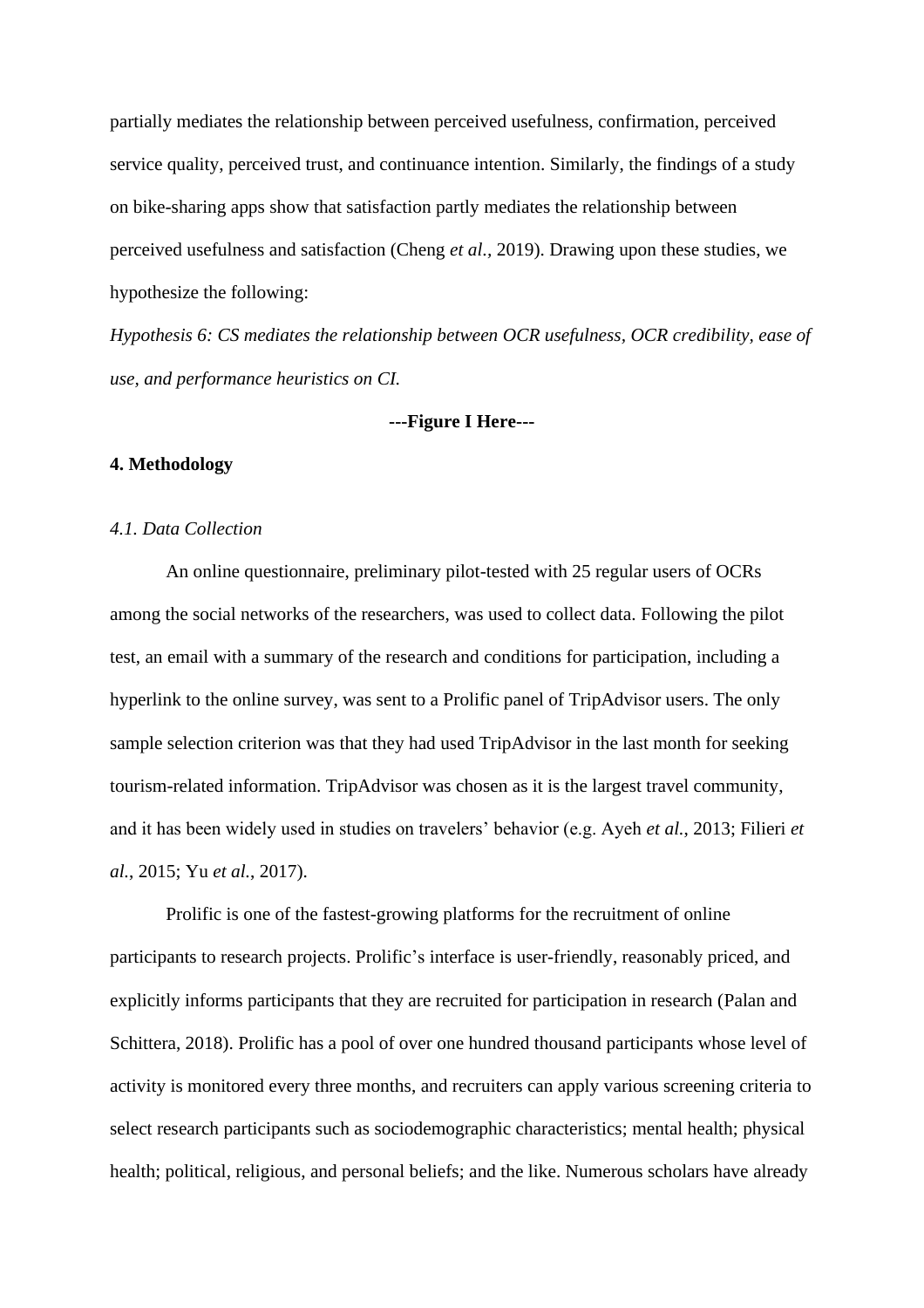partially mediates the relationship between perceived usefulness, confirmation, perceived service quality, perceived trust, and continuance intention. Similarly, the findings of a study on bike-sharing apps show that satisfaction partly mediates the relationship between perceived usefulness and satisfaction (Cheng *et al.*, 2019). Drawing upon these studies, we hypothesize the following:

*Hypothesis 6: CS mediates the relationship between OCR usefulness, OCR credibility, ease of use, and performance heuristics on CI.*

**---Figure I Here---**

## 4. Methodology

### *4.1. Data Collection*

An online questionnaire, preliminary pilot-tested with 25 regular users of OCRs among the social networks of the researchers, was used to collect data. Following the pilot test, an email with a summary of the research and conditions for participation, including a hyperlink to the online survey, was sent to a Prolific panel of TripAdvisor users. The only sample selection criterion was that they had used TripAdvisor in the last month for seeking tourism-related information. TripAdvisor was chosen as it is the largest travel community, and it has been widely used in studies on travelers' behavior (e.g. Ayeh *et al.*, 2013; Filieri *et al.*, 2015; Yu *et al.*, 2017).

Prolific is one of the fastest-growing platforms for the recruitment of online participants to research projects. Prolific's interface is user-friendly, reasonably priced, and explicitly informs participants that they are recruited for participation in research (Palan and Schittera, 2018). Prolific has a pool of over one hundred thousand participants whose level of activity is monitored every three months, and recruiters can apply various screening criteria to select research participants such as sociodemographic characteristics; mental health; physical health; political, religious, and personal beliefs; and the like. Numerous scholars have already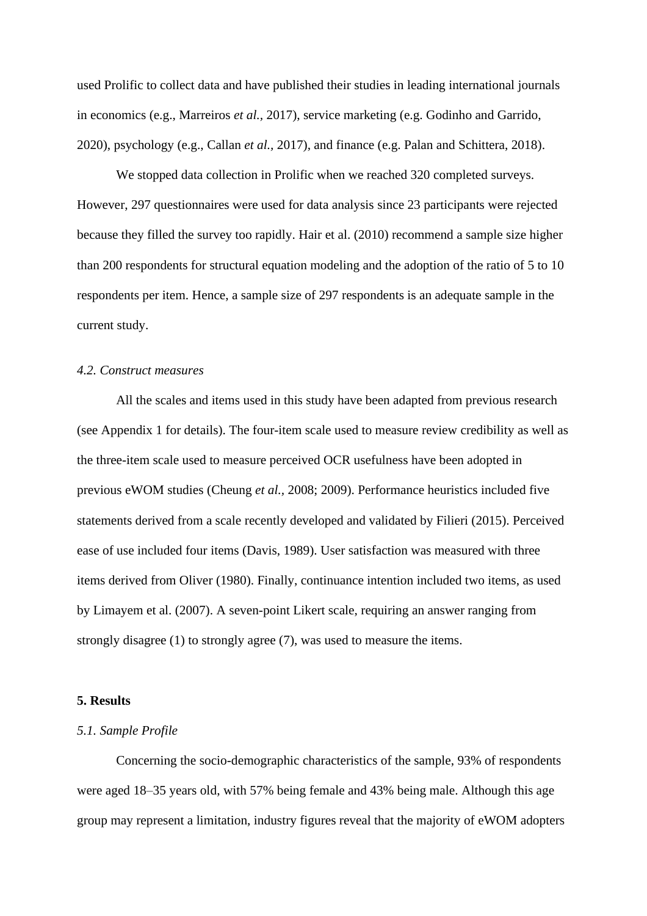used Prolific to collect data and have published their studies in leading international journals in economics (e.g., Marreiros *et al.,* 2017), service marketing (e.g. Godinho and Garrido, 2020), psychology (e.g., Callan *et al.,* 2017), and finance (e.g. Palan and Schittera, 2018).

We stopped data collection in Prolific when we reached 320 completed surveys. However, 297 questionnaires were used for data analysis since 23 participants were rejected because they filled the survey too rapidly. Hair et al. (2010) recommend a sample size higher than 200 respondents for structural equation modeling and the adoption of the ratio of 5 to 10 respondents per item. Hence, a sample size of 297 respondents is an adequate sample in the current study.

### *4.2. Construct measures*

All the scales and items used in this study have been adapted from previous research (see Appendix 1 for details). The four-item scale used to measure review credibility as well as the three-item scale used to measure perceived OCR usefulness have been adopted in previous eWOM studies (Cheung *et al.,* 2008; 2009). Performance heuristics included five statements derived from a scale recently developed and validated by Filieri (2015). Perceived ease of use included four items (Davis, 1989). User satisfaction was measured with three items derived from Oliver (1980). Finally, continuance intention included two items, as used by Limayem et al. (2007). A seven-point Likert scale, requiring an answer ranging from strongly disagree (1) to strongly agree (7), was used to measure the items.

## **5. Results**

### *5.1. Sample Profile*

Concerning the socio-demographic characteristics of the sample, 93% of respondents were aged 18–35 years old, with 57% being female and 43% being male. Although this age group may represent a limitation, industry figures reveal that the majority of eWOM adopters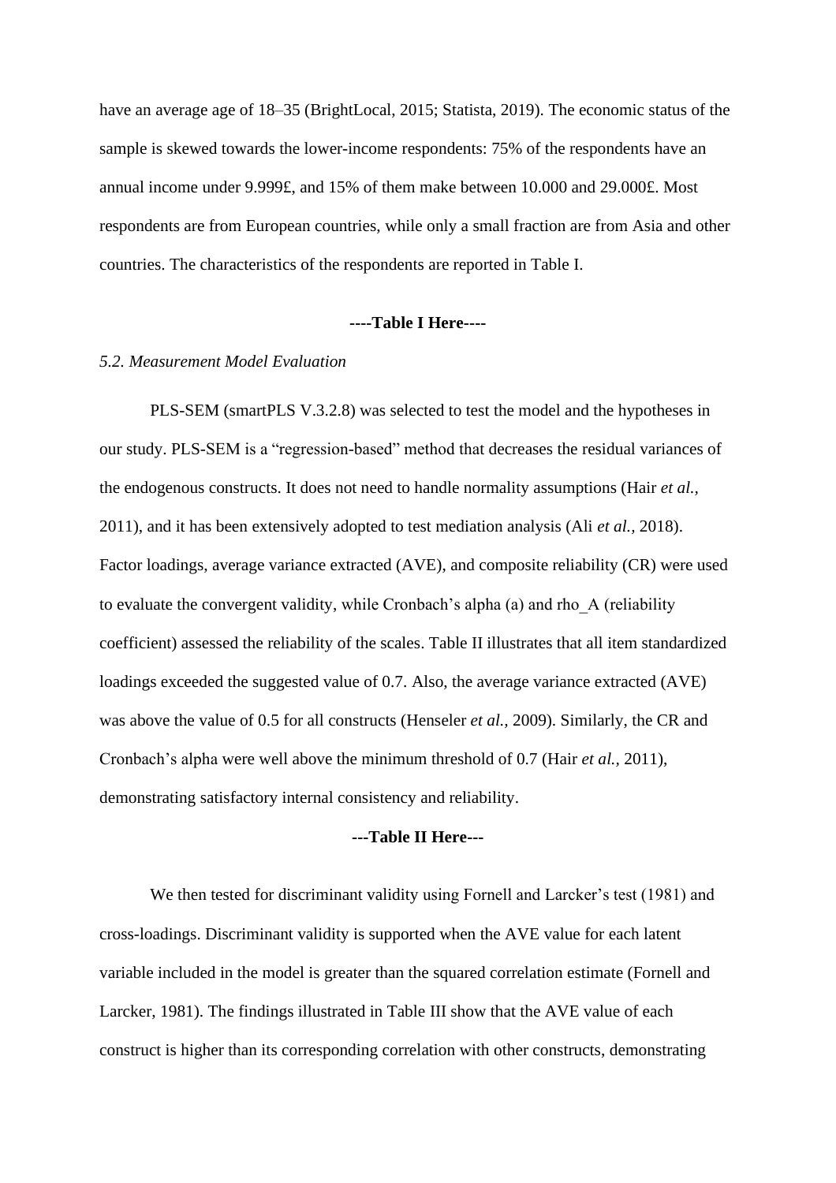have an average age of 18–35 (BrightLocal, 2015; Statista, 2019). The economic status of the sample is skewed towards the lower-income respondents: 75% of the respondents have an annual income under 9.999£, and 15% of them make between 10.000 and 29.000£. Most respondents are from European countries, while only a small fraction are from Asia and other countries. The characteristics of the respondents are reported in Table I.

**----Table I Here----**

*5.2. Measurement Model Evaluation*

PLS-SEM (smartPLS V.3.2.8) was selected to test the model and the hypotheses in our study. PLS-SEM is a "regression-based" method that decreases the residual variances of the endogenous constructs. It does not need to handle normality assumptions (Hair *et al.*, 2011), and it has been extensively adopted to test mediation analysis (Ali *et al.*, 2018). Factor loadings, average variance extracted (AVE), and composite reliability (CR) were used to evaluate the convergent validity, while Cronbach's alpha (a) and rho_A (reliability coefficient) assessed the reliability of the scales. Table II illustrates that all item standardized loadings exceeded the suggested value of 0.7. Also, the average variance extracted (AVE) was above the value of 0.5 for all constructs (Henseler *et al.*, 2009). Similarly, the CR and Cronbach's alpha were well above the minimum threshold of 0.7 (Hair *et al.*, 2011), demonstrating satisfactory internal consistency and reliability.

**---Table II Here---**

We then tested for discriminant validity using Fornell and Larcker's test (1981) and cross-loadings. Discriminant validity is supported when the AVE value for each latent variable included in the model is greater than the squared correlation estimate (Fornell and Larcker, 1981). The findings illustrated in Table III show that the AVE value of each construct is higher than its corresponding correlation with other constructs, demonstrating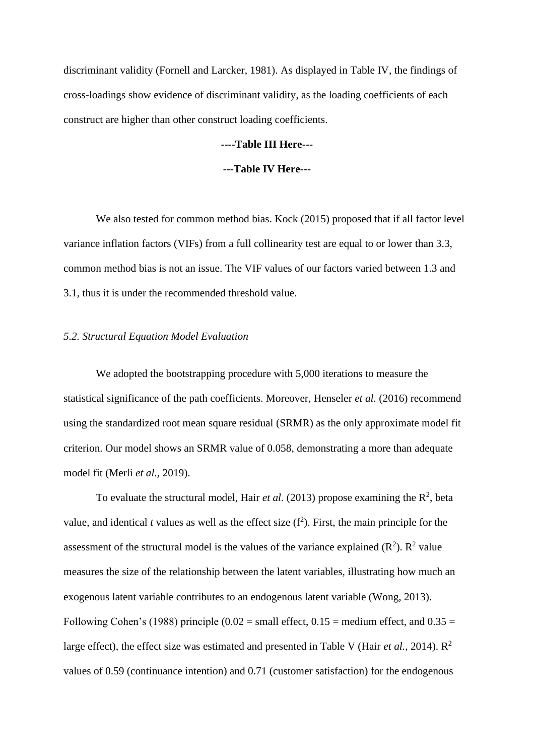discriminant validity (Fornell and Larcker, 1981). As displayed in Table IV, the findings of cross-loadings show evidence of discriminant validity, as the loading coefficients of each construct are higher than other construct loading coefficients.

**----Table III Here---**

**---Table IV Here---**

We also tested for common method bias. Kock (2015) proposed that if all factor level variance inflation factors (VIFs) from a full collinearity test are equal to or lower than 3.3, common method bias is not an issue. The VIF values of our factors varied between 1.3 and 3.1, thus it is under the recommended threshold value.

*5.2. Structural Equation Model Evaluation*

We adopted the bootstrapping procedure with 5,000 iterations to measure the statistical significance of the path coefficients. Moreover, Henseler *et al.* (2016) recommend using the standardized root mean square residual (SRMR) as the only approximate model fit criterion. Our model shows an SRMR value of 0.058, demonstrating a more than adequate model fit (Merli *et al.*, 2019).

To evaluate the structural model, Hair *et al.* (2013) propose examining the $R^2$, beta value, and identical $t$ values as well as the effect size ($f^2$). First, the main principle for the assessment of the structural model is the values of the variance explained ($R^2$). $R^2$ value measures the size of the relationship between the latent variables, illustrating how much an exogenous latent variable contributes to an endogenous latent variable (Wong, 2013). Following Cohen's (1988) principle (0.02 = small effect, 0.15 = medium effect, and 0.35 = large effect), the effect size was estimated and presented in Table V (Hair *et al.*, 2014). $R^2$ values of 0.59 (continuance intention) and 0.71 (customer satisfaction) for the endogenous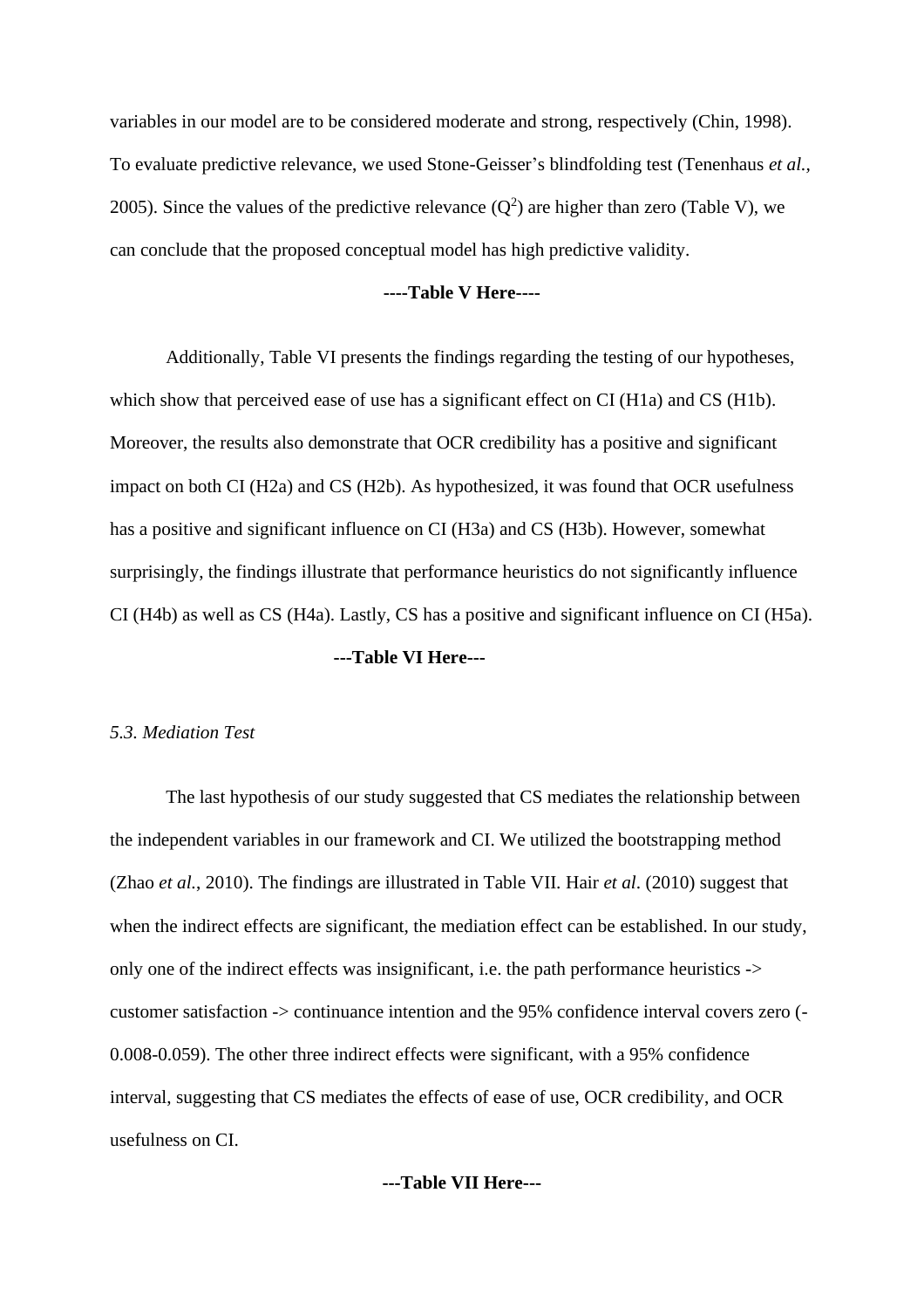variables in our model are to be considered moderate and strong, respectively (Chin, 1998). To evaluate predictive relevance, we used Stone-Geisser's blindfolding test (Tenenhaus *et al.*, 2005). Since the values of the predictive relevance ($Q^2$) are higher than zero (Table V), we can conclude that the proposed conceptual model has high predictive validity.

**----Table V Here----**

Additionally, Table VI presents the findings regarding the testing of our hypotheses, which show that perceived ease of use has a significant effect on CI (H1a) and CS (H1b). Moreover, the results also demonstrate that OCR credibility has a positive and significant impact on both CI (H2a) and CS (H2b). As hypothesized, it was found that OCR usefulness has a positive and significant influence on CI (H3a) and CS (H3b). However, somewhat surprisingly, the findings illustrate that performance heuristics do not significantly influence CI (H4b) as well as CS (H4a). Lastly, CS has a positive and significant influence on CI (H5a).

**---Table VI Here---**

*5.3. Mediation Test*

The last hypothesis of our study suggested that CS mediates the relationship between the independent variables in our framework and CI. We utilized the bootstrapping method (Zhao *et al.*, 2010). The findings are illustrated in Table VII. Hair *et al*. (2010) suggest that when the indirect effects are significant, the mediation effect can be established. In our study, only one of the indirect effects was insignificant, i.e. the path performance heuristics -> customer satisfaction -> continuance intention and the 95% confidence interval covers zero (-0.008-0.059). The other three indirect effects were significant, with a 95% confidence interval, suggesting that CS mediates the effects of ease of use, OCR credibility, and OCR usefulness on CI.

**---Table VII Here---**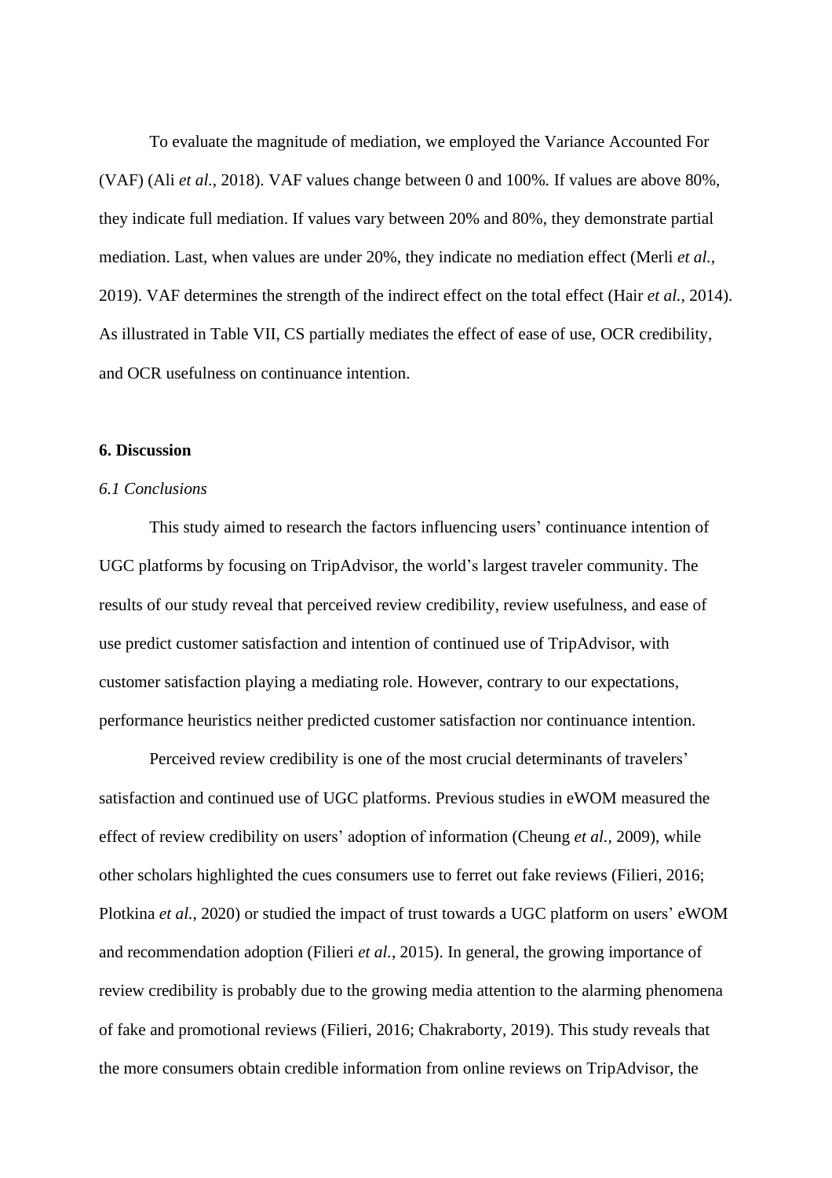To evaluate the magnitude of mediation, we employed the Variance Accounted For (VAF) (Ali *et al.*, 2018). VAF values change between 0 and 100%. If values are above 80%, they indicate full mediation. If values vary between 20% and 80%, they demonstrate partial mediation. Last, when values are under 20%, they indicate no mediation effect (Merli *et al.*, 2019). VAF determines the strength of the indirect effect on the total effect (Hair *et al.*, 2014). As illustrated in Table VII, CS partially mediates the effect of ease of use, OCR credibility, and OCR usefulness on continuance intention.

## 6. Discussion

### *6.1 Conclusions*

This study aimed to research the factors influencing users' continuance intention of UGC platforms by focusing on TripAdvisor, the world's largest traveler community. The results of our study reveal that perceived review credibility, review usefulness, and ease of use predict customer satisfaction and intention of continued use of TripAdvisor, with customer satisfaction playing a mediating role. However, contrary to our expectations, performance heuristics neither predicted customer satisfaction nor continuance intention.

Perceived review credibility is one of the most crucial determinants of travelers' satisfaction and continued use of UGC platforms. Previous studies in eWOM measured the effect of review credibility on users' adoption of information (Cheung *et al.*, 2009), while other scholars highlighted the cues consumers use to ferret out fake reviews (Filieri, 2016; Plotkina *et al.*, 2020) or studied the impact of trust towards a UGC platform on users' eWOM and recommendation adoption (Filieri *et al.*, 2015). In general, the growing importance of review credibility is probably due to the growing media attention to the alarming phenomena of fake and promotional reviews (Filieri, 2016; Chakraborty, 2019). This study reveals that the more consumers obtain credible information from online reviews on TripAdvisor, the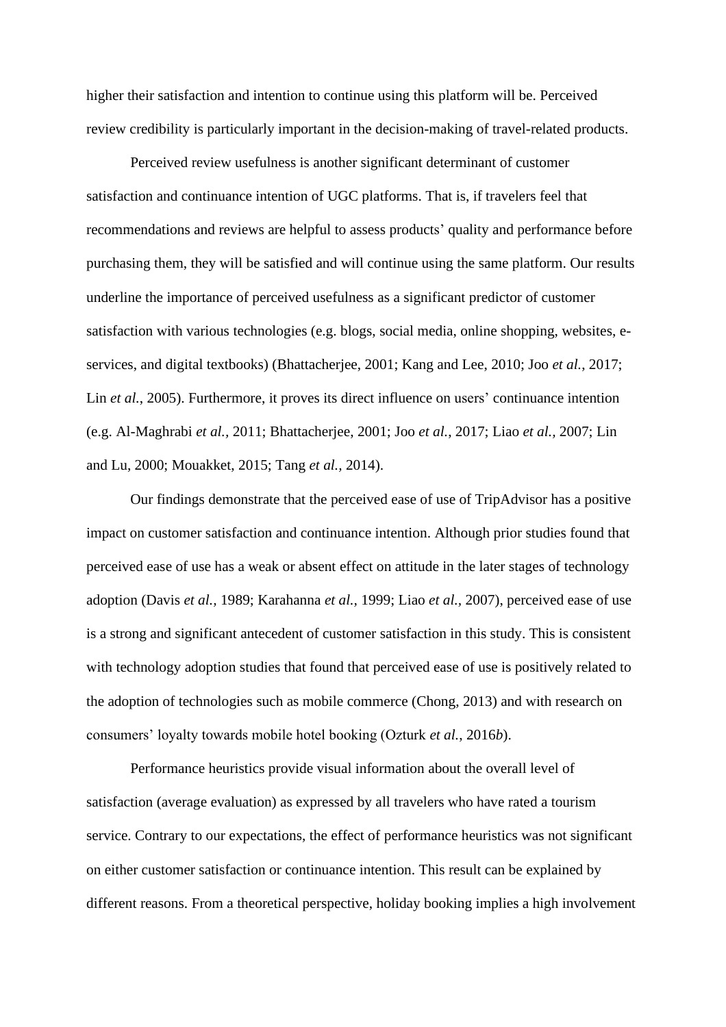higher their satisfaction and intention to continue using this platform will be. Perceived review credibility is particularly important in the decision-making of travel-related products.

Perceived review usefulness is another significant determinant of customer satisfaction and continuance intention of UGC platforms. That is, if travelers feel that recommendations and reviews are helpful to assess products' quality and performance before purchasing them, they will be satisfied and will continue using the same platform. Our results underline the importance of perceived usefulness as a significant predictor of customer satisfaction with various technologies (e.g. blogs, social media, online shopping, websites, e-services, and digital textbooks) (Bhattacherjee, 2001; Kang and Lee, 2010; Joo *et al.*, 2017; Lin *et al.*, 2005). Furthermore, it proves its direct influence on users' continuance intention (e.g. Al-Maghrabi *et al.*, 2011; Bhattacherjee, 2001; Joo *et al.*, 2017; Liao *et al.*, 2007; Lin and Lu, 2000; Mouakket, 2015; Tang *et al.*, 2014).

Our findings demonstrate that the perceived ease of use of TripAdvisor has a positive impact on customer satisfaction and continuance intention. Although prior studies found that perceived ease of use has a weak or absent effect on attitude in the later stages of technology adoption (Davis *et al.*, 1989; Karahanna *et al.*, 1999; Liao *et al.*, 2007), perceived ease of use is a strong and significant antecedent of customer satisfaction in this study. This is consistent with technology adoption studies that found that perceived ease of use is positively related to the adoption of technologies such as mobile commerce (Chong, 2013) and with research on consumers' loyalty towards mobile hotel booking (Ozturk *et al.*, 2016*b*).

Performance heuristics provide visual information about the overall level of satisfaction (average evaluation) as expressed by all travelers who have rated a tourism service. Contrary to our expectations, the effect of performance heuristics was not significant on either customer satisfaction or continuance intention. This result can be explained by different reasons. From a theoretical perspective, holiday booking implies a high involvement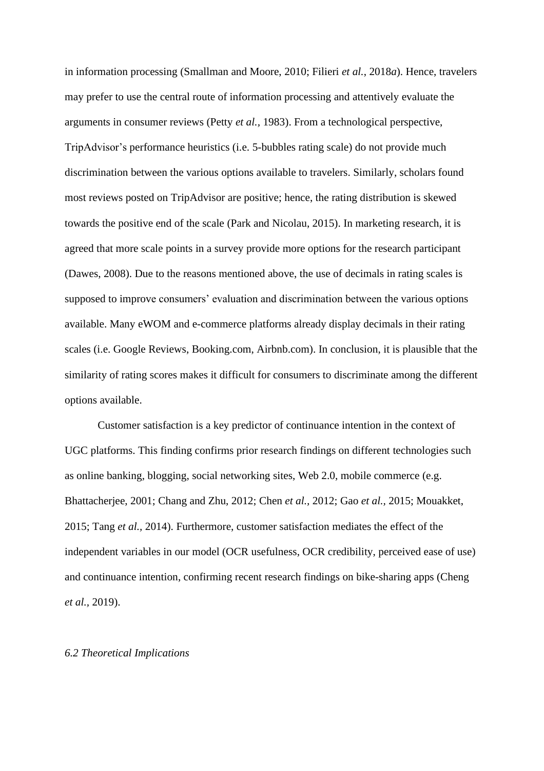in information processing (Smallman and Moore, 2010; Filieri *et al.*, 2018*a*). Hence, travelers may prefer to use the central route of information processing and attentively evaluate the arguments in consumer reviews (Petty *et al.*, 1983). From a technological perspective, TripAdvisor's performance heuristics (i.e. 5-bubbles rating scale) do not provide much discrimination between the various options available to travelers. Similarly, scholars found most reviews posted on TripAdvisor are positive; hence, the rating distribution is skewed towards the positive end of the scale (Park and Nicolau, 2015). In marketing research, it is agreed that more scale points in a survey provide more options for the research participant (Dawes, 2008). Due to the reasons mentioned above, the use of decimals in rating scales is supposed to improve consumers' evaluation and discrimination between the various options available. Many eWOM and e-commerce platforms already display decimals in their rating scales (i.e. Google Reviews, Booking.com, Airbnb.com). In conclusion, it is plausible that the similarity of rating scores makes it difficult for consumers to discriminate among the different options available.

Customer satisfaction is a key predictor of continuance intention in the context of UGC platforms. This finding confirms prior research findings on different technologies such as online banking, blogging, social networking sites, Web 2.0, mobile commerce (e.g. Bhattacherjee, 2001; Chang and Zhu, 2012; Chen *et al.*, 2012; Gao *et al.*, 2015; Mouakket, 2015; Tang *et al.*, 2014). Furthermore, customer satisfaction mediates the effect of the independent variables in our model (OCR usefulness, OCR credibility, perceived ease of use) and continuance intention, confirming recent research findings on bike-sharing apps (Cheng *et al.*, 2019).

### *6.2 Theoretical Implications*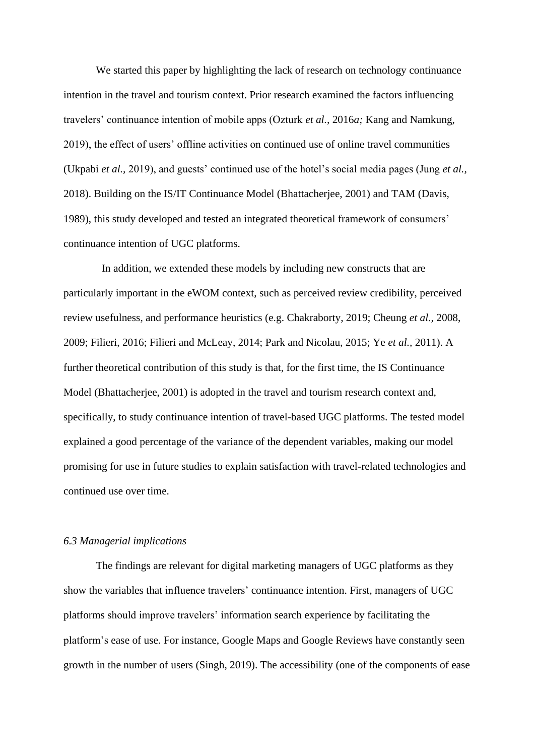We started this paper by highlighting the lack of research on technology continuance intention in the travel and tourism context. Prior research examined the factors influencing travelers' continuance intention of mobile apps (Ozturk *et al.,* 2016*a;* Kang and Namkung, 2019), the effect of users' offline activities on continued use of online travel communities (Ukpabi *et al.,* 2019), and guests' continued use of the hotel's social media pages (Jung *et al.,* 2018). Building on the IS/IT Continuance Model (Bhattacherjee, 2001) and TAM (Davis, 1989), this study developed and tested an integrated theoretical framework of consumers' continuance intention of UGC platforms.

In addition, we extended these models by including new constructs that are particularly important in the eWOM context, such as perceived review credibility, perceived review usefulness, and performance heuristics (e.g. Chakraborty, 2019; Cheung *et al.,* 2008, 2009; Filieri, 2016; Filieri and McLeay, 2014; Park and Nicolau, 2015; Ye *et al.,* 2011). A further theoretical contribution of this study is that, for the first time, the IS Continuance Model (Bhattacherjee, 2001) is adopted in the travel and tourism research context and, specifically, to study continuance intention of travel-based UGC platforms. The tested model explained a good percentage of the variance of the dependent variables, making our model promising for use in future studies to explain satisfaction with travel-related technologies and continued use over time.

### *6.3 Managerial implications*

The findings are relevant for digital marketing managers of UGC platforms as they show the variables that influence travelers' continuance intention. First, managers of UGC platforms should improve travelers' information search experience by facilitating the platform's ease of use. For instance, Google Maps and Google Reviews have constantly seen growth in the number of users (Singh, 2019). The accessibility (one of the components of ease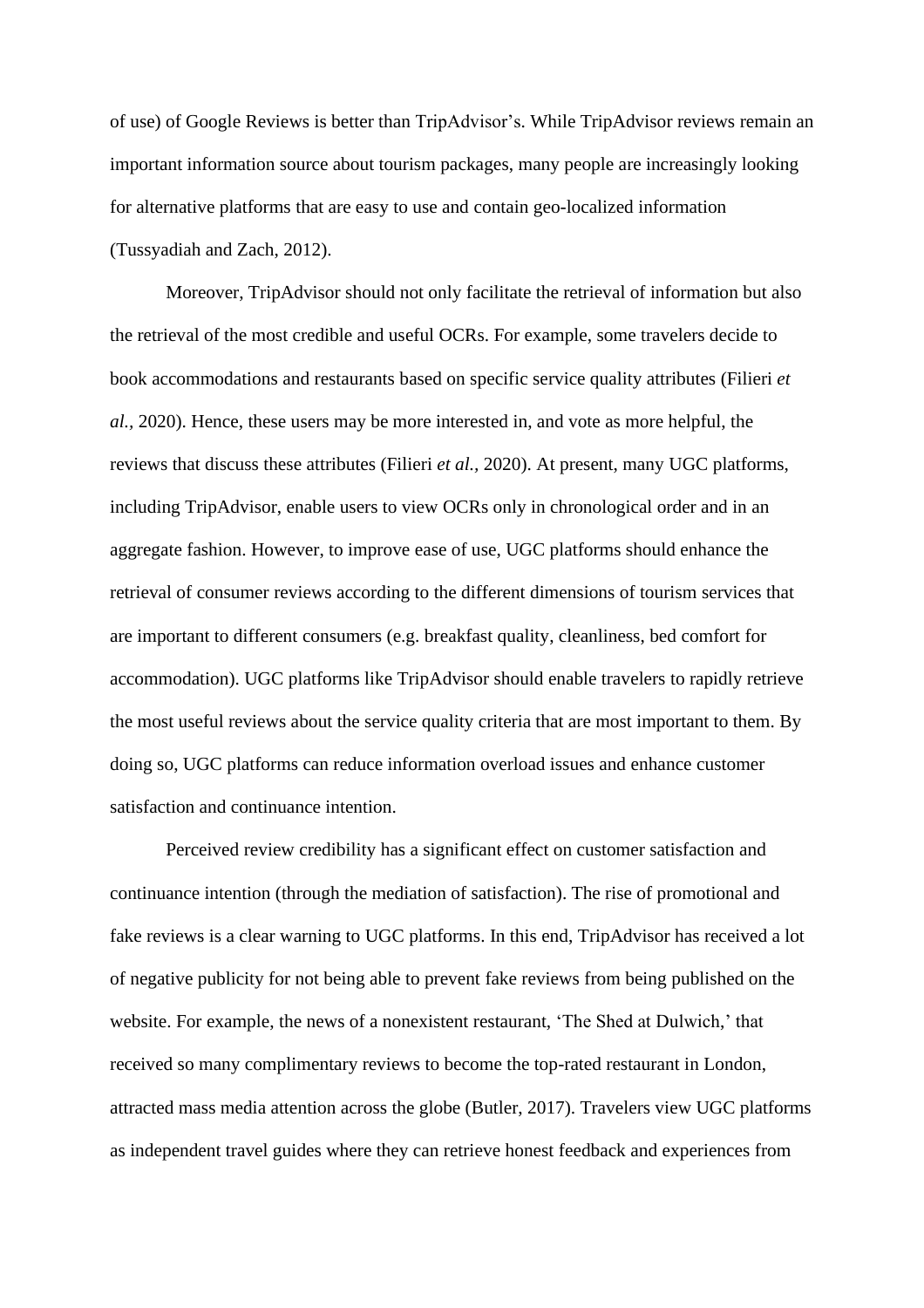of use) of Google Reviews is better than TripAdvisor's. While TripAdvisor reviews remain an important information source about tourism packages, many people are increasingly looking for alternative platforms that are easy to use and contain geo-localized information (Tussyadiah and Zach, 2012).

Moreover, TripAdvisor should not only facilitate the retrieval of information but also the retrieval of the most credible and useful OCRs. For example, some travelers decide to book accommodations and restaurants based on specific service quality attributes (Filieri *et al.,* 2020). Hence, these users may be more interested in, and vote as more helpful, the reviews that discuss these attributes (Filieri *et al.,* 2020). At present, many UGC platforms, including TripAdvisor, enable users to view OCRs only in chronological order and in an aggregate fashion. However, to improve ease of use, UGC platforms should enhance the retrieval of consumer reviews according to the different dimensions of tourism services that are important to different consumers (e.g. breakfast quality, cleanliness, bed comfort for accommodation). UGC platforms like TripAdvisor should enable travelers to rapidly retrieve the most useful reviews about the service quality criteria that are most important to them. By doing so, UGC platforms can reduce information overload issues and enhance customer satisfaction and continuance intention.

Perceived review credibility has a significant effect on customer satisfaction and continuance intention (through the mediation of satisfaction). The rise of promotional and fake reviews is a clear warning to UGC platforms. In this end, TripAdvisor has received a lot of negative publicity for not being able to prevent fake reviews from being published on the website. For example, the news of a nonexistent restaurant, 'The Shed at Dulwich,' that received so many complimentary reviews to become the top-rated restaurant in London, attracted mass media attention across the globe (Butler, 2017). Travelers view UGC platforms as independent travel guides where they can retrieve honest feedback and experiences from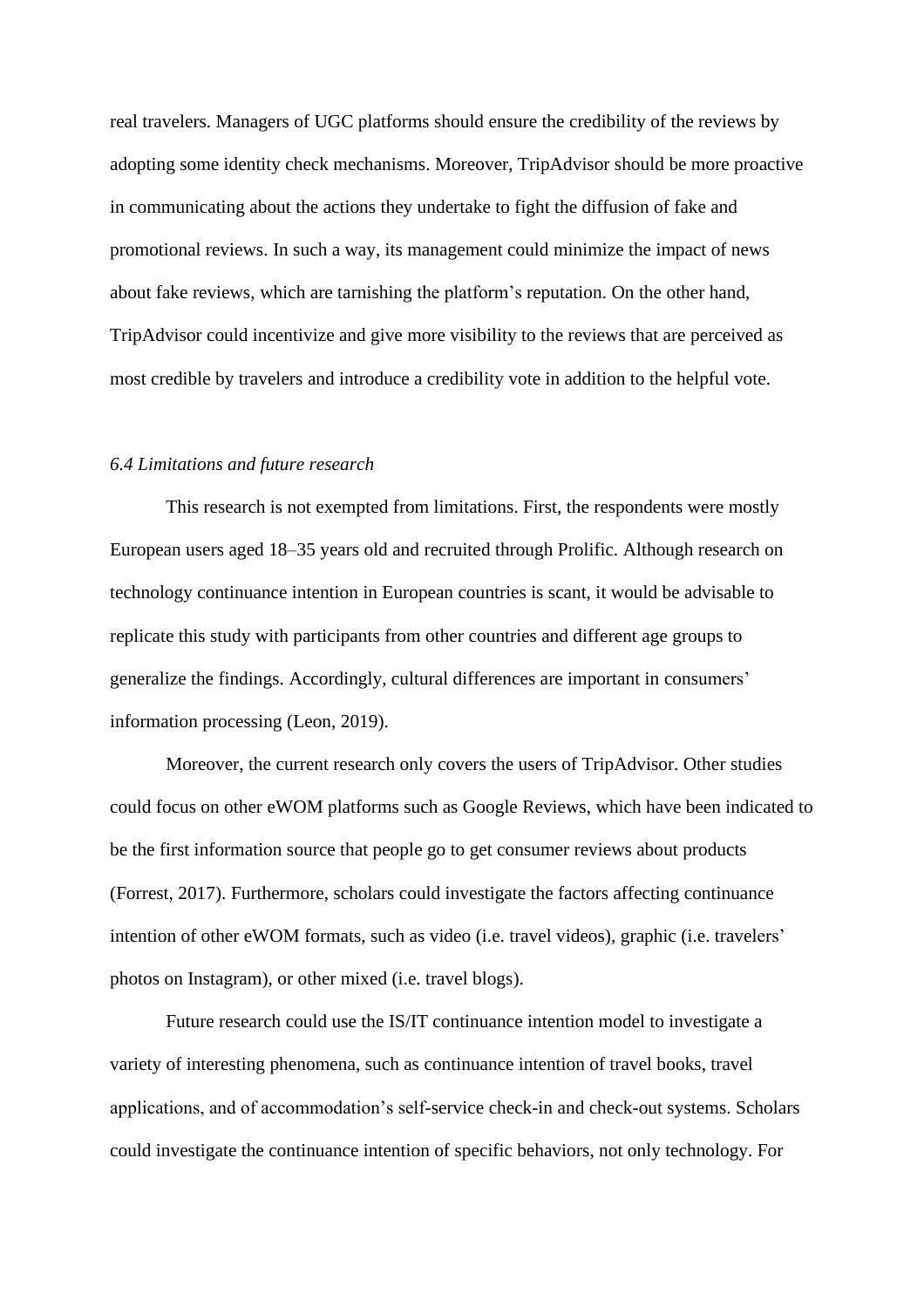real travelers. Managers of UGC platforms should ensure the credibility of the reviews by adopting some identity check mechanisms. Moreover, TripAdvisor should be more proactive in communicating about the actions they undertake to fight the diffusion of fake and promotional reviews. In such a way, its management could minimize the impact of news about fake reviews, which are tarnishing the platform's reputation. On the other hand, TripAdvisor could incentivize and give more visibility to the reviews that are perceived as most credible by travelers and introduce a credibility vote in addition to the helpful vote.

### *6.4 Limitations and future research*

This research is not exempted from limitations. First, the respondents were mostly European users aged 18–35 years old and recruited through Prolific. Although research on technology continuance intention in European countries is scant, it would be advisable to replicate this study with participants from other countries and different age groups to generalize the findings. Accordingly, cultural differences are important in consumers' information processing (Leon, 2019).

Moreover, the current research only covers the users of TripAdvisor. Other studies could focus on other eWOM platforms such as Google Reviews, which have been indicated to be the first information source that people go to get consumer reviews about products (Forrest, 2017). Furthermore, scholars could investigate the factors affecting continuance intention of other eWOM formats, such as video (i.e. travel videos), graphic (i.e. travelers' photos on Instagram), or other mixed (i.e. travel blogs).

Future research could use the IS/IT continuance intention model to investigate a variety of interesting phenomena, such as continuance intention of travel books, travel applications, and of accommodation's self-service check-in and check-out systems. Scholars could investigate the continuance intention of specific behaviors, not only technology. For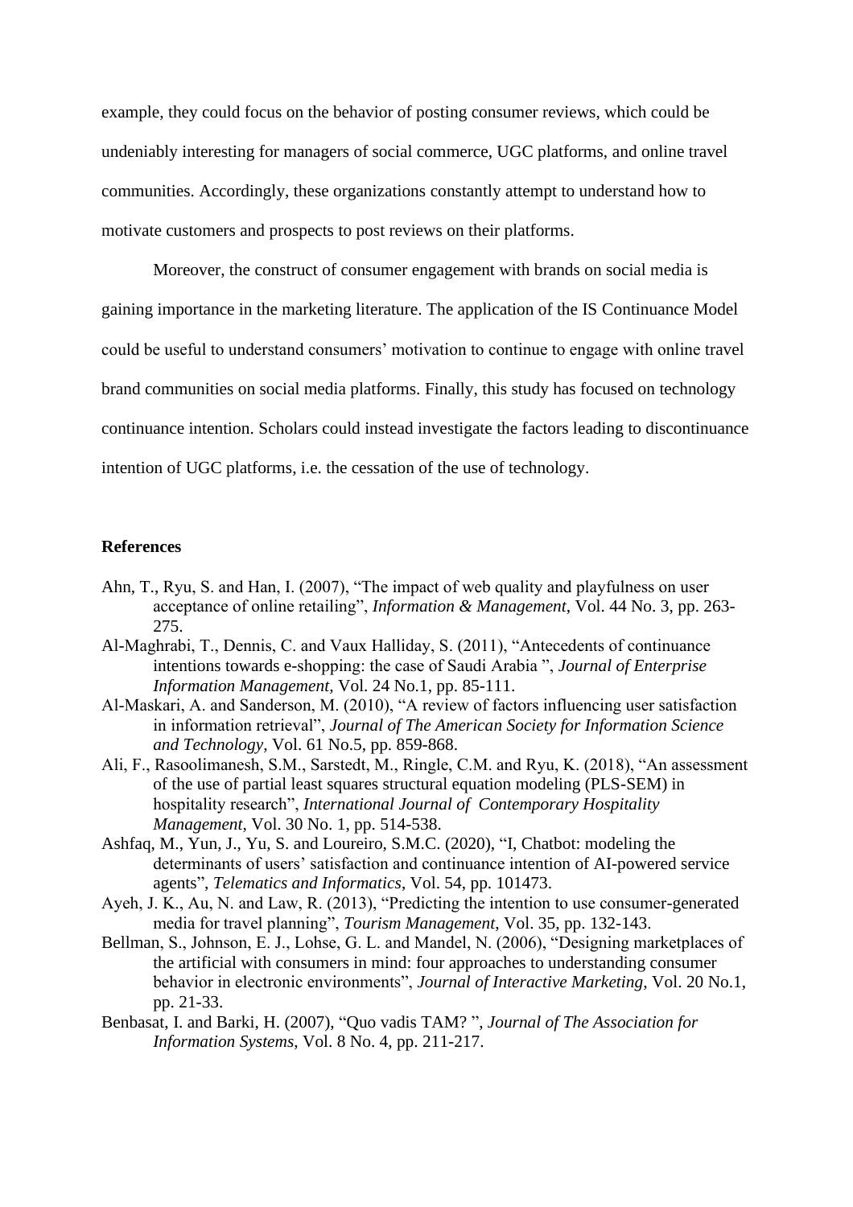example, they could focus on the behavior of posting consumer reviews, which could be undeniably interesting for managers of social commerce, UGC platforms, and online travel communities. Accordingly, these organizations constantly attempt to understand how to motivate customers and prospects to post reviews on their platforms.

Moreover, the construct of consumer engagement with brands on social media is gaining importance in the marketing literature. The application of the IS Continuance Model could be useful to understand consumers' motivation to continue to engage with online travel brand communities on social media platforms. Finally, this study has focused on technology continuance intention. Scholars could instead investigate the factors leading to discontinuance intention of UGC platforms, i.e. the cessation of the use of technology.

## References

Ahn, T., Ryu, S. and Han, I. (2007), "The impact of web quality and playfulness on user acceptance of online retailing", *Information & Management*, Vol. 44 No. 3, pp. 263-275.

Al-Maghrabi, T., Dennis, C. and Vaux Halliday, S. (2011), "Antecedents of continuance intentions towards e-shopping: the case of Saudi Arabia ", *Journal of Enterprise Information Management,* Vol. 24 No.1, pp. 85-111.

Al-Maskari, A. and Sanderson, M. (2010), "A review of factors influencing user satisfaction in information retrieval", *Journal of The American Society for Information Science and Technology*, Vol. 61 No.5, pp. 859-868.

Ali, F., Rasoolimanesh, S.M., Sarstedt, M., Ringle, C.M. and Ryu, K. (2018), "An assessment of the use of partial least squares structural equation modeling (PLS-SEM) in hospitality research", *International Journal of Contemporary Hospitality Management*, Vol. 30 No. 1, pp. 514-538.

Ashfaq, M., Yun, J., Yu, S. and Loureiro, S.M.C. (2020), "I, Chatbot: modeling the determinants of users' satisfaction and continuance intention of AI-powered service agents", *Telematics and Informatics*, Vol. 54, pp. 101473.

Ayeh, J. K., Au, N. and Law, R. (2013), "Predicting the intention to use consumer-generated media for travel planning", *Tourism Management,* Vol. 35, pp. 132-143.

Bellman, S., Johnson, E. J., Lohse, G. L. and Mandel, N. (2006), "Designing marketplaces of the artificial with consumers in mind: four approaches to understanding consumer behavior in electronic environments", *Journal of Interactive Marketing*, Vol. 20 No.1, pp. 21-33.

Benbasat, I. and Barki, H. (2007), "Quo vadis TAM? ", *Journal of The Association for Information Systems*, Vol. 8 No. 4, pp. 211-217.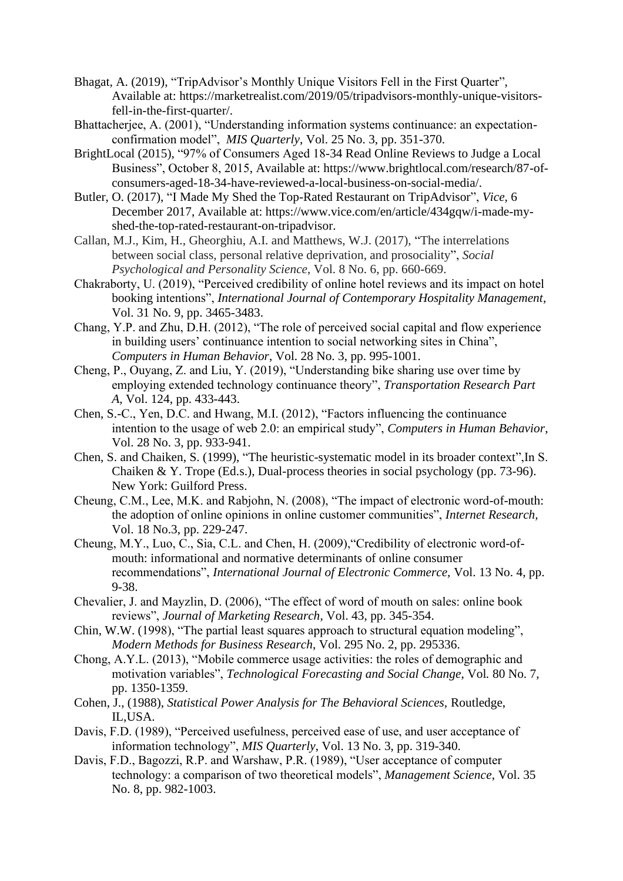Bhagat, A. (2019), "TripAdvisor's Monthly Unique Visitors Fell in the First Quarter", Available at: https://marketrealist.com/2019/05/tripadvisors-monthly-unique-visitors-fell-in-the-first-quarter/.

Bhattacherjee, A. (2001), "Understanding information systems continuance: an expectation-confirmation model", *MIS Quarterly*, Vol. 25 No. 3, pp. 351-370.

BrightLocal (2015), "97% of Consumers Aged 18-34 Read Online Reviews to Judge a Local Business", October 8, 2015, Available at: https://www.brightlocal.com/research/87-of-consumers-aged-18-34-have-reviewed-a-local-business-on-social-media/.

Butler, O. (2017), "I Made My Shed the Top-Rated Restaurant on TripAdvisor", *Vice,* 6 December 2017, Available at: https://www.vice.com/en/article/434gqw/i-made-my-shed-the-top-rated-restaurant-on-tripadvisor.

Callan, M.J., Kim, H., Gheorghiu, A.I. and Matthews, W.J. (2017), "The interrelations between social class, personal relative deprivation, and prosociality", *Social Psychological and Personality Science*, Vol. 8 No. 6, pp. 660-669.

Chakraborty, U. (2019), "Perceived credibility of online hotel reviews and its impact on hotel booking intentions", *International Journal of Contemporary Hospitality Management*, Vol. 31 No. 9, pp. 3465-3483.

Chang, Y.P. and Zhu, D.H. (2012), "The role of perceived social capital and flow experience in building users' continuance intention to social networking sites in China", *Computers in Human Behavior*, Vol. 28 No. 3, pp. 995-1001.

Cheng, P., Ouyang, Z. and Liu, Y. (2019), "Understanding bike sharing use over time by employing extended technology continuance theory", *Transportation Research Part A,* Vol. 124, pp. 433-443.

Chen, S.-C., Yen, D.C. and Hwang, M.I. (2012), "Factors influencing the continuance intention to the usage of web 2.0: an empirical study", *Computers in Human Behavior*, Vol. 28 No. 3, pp. 933-941.

Chen, S. and Chaiken, S. (1999), "The heuristic-systematic model in its broader context",In S. Chaiken & Y. Trope (Ed.s.), Dual-process theories in social psychology (pp. 73-96). New York: Guilford Press.

Cheung, C.M., Lee, M.K. and Rabjohn, N. (2008), "The impact of electronic word-of-mouth: the adoption of online opinions in online customer communities", *Internet Research,* Vol. 18 No.3, pp. 229-247.

Cheung, M.Y., Luo, C., Sia, C.L. and Chen, H. (2009),"Credibility of electronic word-of-mouth: informational and normative determinants of online consumer recommendations", *International Journal of Electronic Commerce,* Vol. 13 No. 4, pp. 9-38.

Chevalier, J. and Mayzlin, D. (2006), "The effect of word of mouth on sales: online book reviews", *Journal of Marketing Research,* Vol. 43, pp. 345-354.

Chin, W.W. (1998), "The partial least squares approach to structural equation modeling", *Modern Methods for Business Research*, Vol. 295 No. 2, pp. 295336.

Chong, A.Y.L. (2013), "Mobile commerce usage activities: the roles of demographic and motivation variables", *Technological Forecasting and Social Change*, Vol. 80 No. 7, pp. 1350-1359.

Cohen, J., (1988), *Statistical Power Analysis for The Behavioral Sciences,* Routledge, IL,USA.

Davis, F.D. (1989), "Perceived usefulness, perceived ease of use, and user acceptance of information technology", *MIS Quarterly*, Vol. 13 No. 3, pp. 319-340.

Davis, F.D., Bagozzi, R.P. and Warshaw, P.R. (1989), "User acceptance of computer technology: a comparison of two theoretical models", *Management Science*, Vol. 35 No. 8, pp. 982-1003.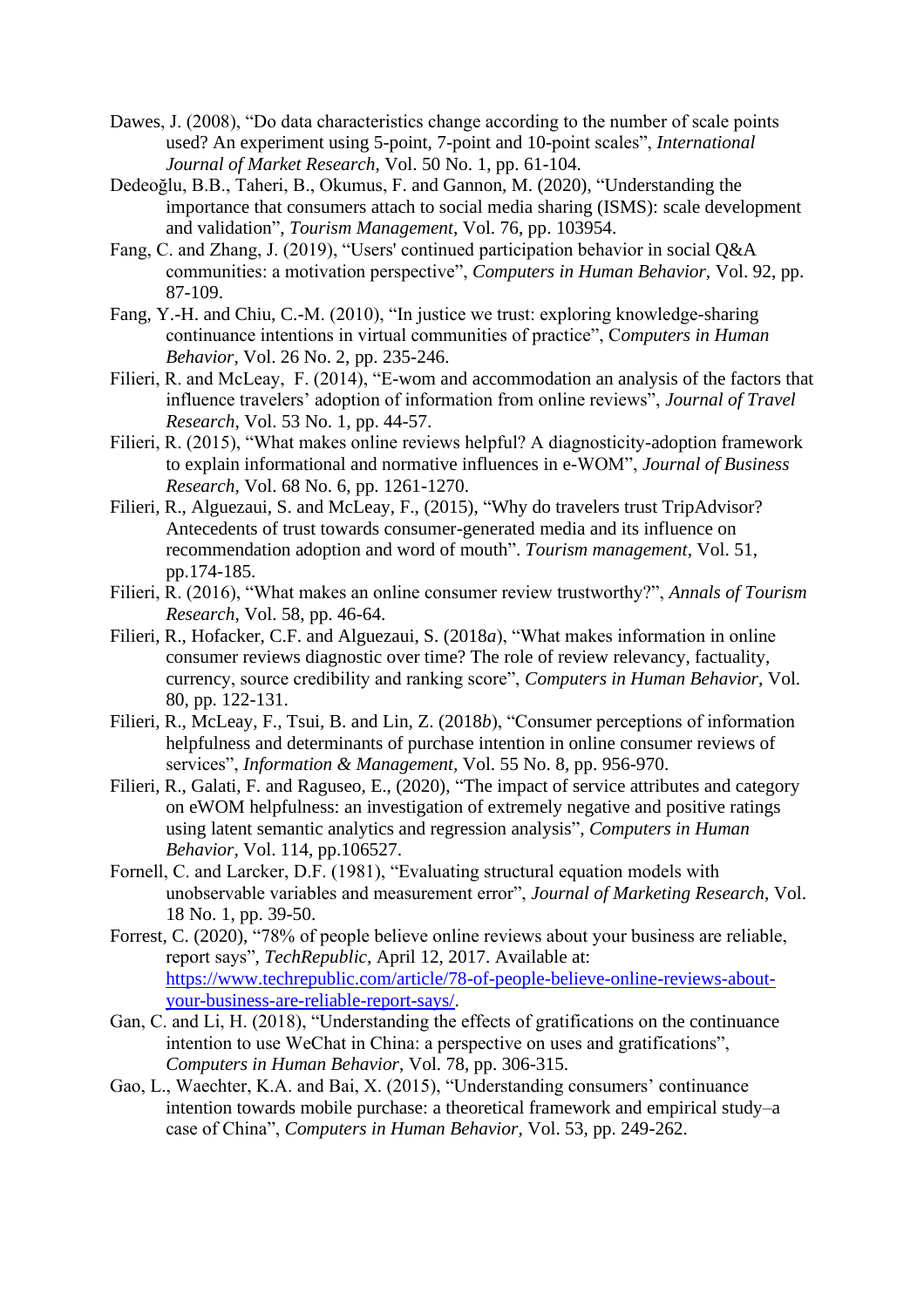Dawes, J. (2008), "Do data characteristics change according to the number of scale points used? An experiment using 5-point, 7-point and 10-point scales", *International Journal of Market Research*, Vol. 50 No. 1, pp. 61-104.

Dedeoğlu, B.B., Taheri, B., Okumus, F. and Gannon, M. (2020), "Understanding the importance that consumers attach to social media sharing (ISMS): scale development and validation", *Tourism Management*, Vol. 76, pp. 103954.

Fang, C. and Zhang, J. (2019), "Users' continued participation behavior in social Q&A communities: a motivation perspective", *Computers in Human Behavior*, Vol. 92, pp. 87-109.

Fang, Y.-H. and Chiu, C.-M. (2010), "In justice we trust: exploring knowledge-sharing continuance intentions in virtual communities of practice", C*omputers in Human Behavior*, Vol. 26 No. 2, pp. 235-246.

Filieri, R. and McLeay, F. (2014), "E-wom and accommodation an analysis of the factors that influence travelers' adoption of information from online reviews", *Journal of Travel Research*, Vol. 53 No. 1, pp. 44-57.

Filieri, R. (2015), "What makes online reviews helpful? A diagnosticity-adoption framework to explain informational and normative influences in e-WOM", *Journal of Business Research,* Vol. 68 No. 6, pp. 1261-1270.

Filieri, R., Alguezaui, S. and McLeay, F., (2015), "Why do travelers trust TripAdvisor? Antecedents of trust towards consumer-generated media and its influence on recommendation adoption and word of mouth". *Tourism management*, Vol. 51, pp.174-185.

Filieri, R. (2016), "What makes an online consumer review trustworthy?", *Annals of Tourism Research*, Vol. 58, pp. 46-64.

Filieri, R., Hofacker, C.F. and Alguezaui, S. (2018*a*), "What makes information in online consumer reviews diagnostic over time? The role of review relevancy, factuality, currency, source credibility and ranking score", *Computers in Human Behavior*, Vol. 80, pp. 122-131.

Filieri, R., McLeay, F., Tsui, B. and Lin, Z. (2018*b*), "Consumer perceptions of information helpfulness and determinants of purchase intention in online consumer reviews of services", *Information & Management*, Vol. 55 No. 8, pp. 956-970.

Filieri, R., Galati, F. and Raguseo, E., (2020), "The impact of service attributes and category on eWOM helpfulness: an investigation of extremely negative and positive ratings using latent semantic analytics and regression analysis", *Computers in Human Behavior*, Vol. 114, pp.106527.

Fornell, C. and Larcker, D.F. (1981), "Evaluating structural equation models with unobservable variables and measurement error", *Journal of Marketing Research*, Vol. 18 No. 1, pp. 39-50.

Forrest, C. (2020), "78% of people believe online reviews about your business are reliable, report says", *TechRepublic,* April 12, 2017. Available at: https://www.techrepublic.com/article/78-of-people-believe-online-reviews-about-your-business-are-reliable-report-says/.

Gan, C. and Li, H. (2018), "Understanding the effects of gratifications on the continuance intention to use WeChat in China: a perspective on uses and gratifications", *Computers in Human Behavior*, Vol. 78, pp. 306-315.

Gao, L., Waechter, K.A. and Bai, X. (2015), "Understanding consumers' continuance intention towards mobile purchase: a theoretical framework and empirical study–a case of China", *Computers in Human Behavior*, Vol. 53, pp. 249-262.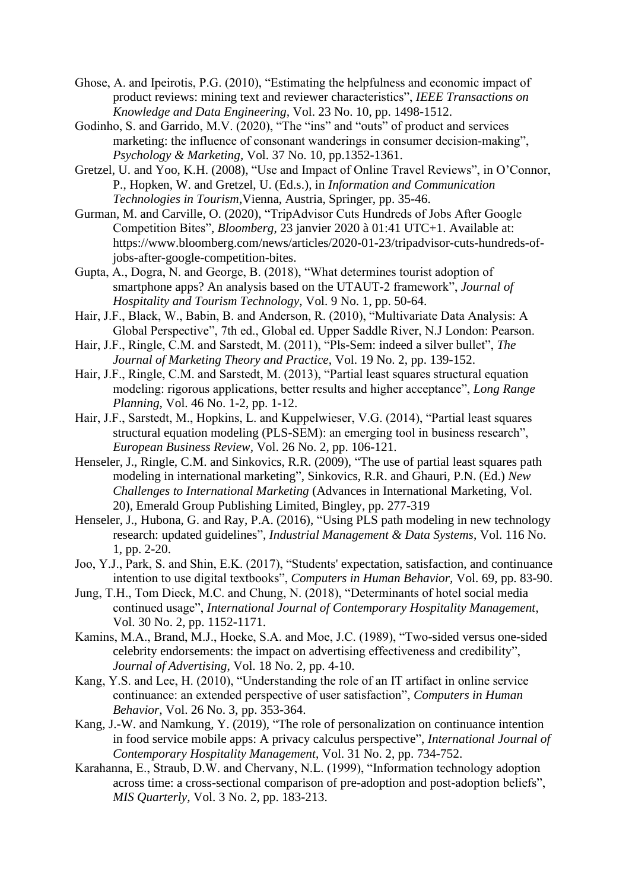Ghose, A. and Ipeirotis, P.G. (2010), "Estimating the helpfulness and economic impact of product reviews: mining text and reviewer characteristics", *IEEE Transactions on Knowledge and Data Engineering,* Vol. 23 No. 10, pp. 1498-1512.

Godinho, S. and Garrido, M.V. (2020), "The "ins" and "outs" of product and services marketing: the influence of consonant wanderings in consumer decision-making", *Psychology & Marketing,* Vol. 37 No. 10, pp.1352-1361.

Gretzel, U. and Yoo, K.H. (2008), "Use and Impact of Online Travel Reviews", in O'Connor, P., Hopken, W. and Gretzel, U. (Ed.s.), in *Information and Communication Technologies in Tourism,*Vienna, Austria, Springer, pp. 35-46.

Gurman, M. and Carville, O. (2020), "TripAdvisor Cuts Hundreds of Jobs After Google Competition Bites", *Bloomberg,* 23 janvier 2020 à 01:41 UTC+1. Available at: https://www.bloomberg.com/news/articles/2020-01-23/tripadvisor-cuts-hundreds-of-jobs-after-google-competition-bites.

Gupta, A., Dogra, N. and George, B. (2018), "What determines tourist adoption of smartphone apps? An analysis based on the UTAUT-2 framework", *Journal of Hospitality and Tourism Technology*, Vol. 9 No. 1, pp. 50-64.

Hair, J.F., Black, W., Babin, B. and Anderson, R. (2010), "Multivariate Data Analysis: A Global Perspective", 7th ed., Global ed. Upper Saddle River, N.J London: Pearson.

Hair, J.F., Ringle, C.M. and Sarstedt, M. (2011), "Pls-Sem: indeed a silver bullet", *The Journal of Marketing Theory and Practice,* Vol. 19 No. 2, pp. 139-152.

Hair, J.F., Ringle, C.M. and Sarstedt, M. (2013), "Partial least squares structural equation modeling: rigorous applications, better results and higher acceptance", *Long Range Planning,* Vol. 46 No. 1-2, pp. 1-12.

Hair, J.F., Sarstedt, M., Hopkins, L. and Kuppelwieser, V.G. (2014), "Partial least squares structural equation modeling (PLS-SEM): an emerging tool in business research", *European Business Review,* Vol. 26 No. 2, pp. 106-121.

Henseler, J., Ringle, C.M. and Sinkovics, R.R. (2009), "The use of partial least squares path modeling in international marketing", Sinkovics, R.R. and Ghauri, P.N. (Ed.) *New Challenges to International Marketing* (Advances in International Marketing, Vol. 20), Emerald Group Publishing Limited, Bingley, pp. 277-319

Henseler, J., Hubona, G. and Ray, P.A. (2016), "Using PLS path modeling in new technology research: updated guidelines", *Industrial Management & Data Systems*, Vol. 116 No. 1, pp. 2-20.

Joo, Y.J., Park, S. and Shin, E.K. (2017), "Students' expectation, satisfaction, and continuance intention to use digital textbooks", *Computers in Human Behavior,* Vol. 69, pp. 83-90.

Jung, T.H., Tom Dieck, M.C. and Chung, N. (2018), "Determinants of hotel social media continued usage", *International Journal of Contemporary Hospitality Management,* Vol. 30 No. 2, pp. 1152-1171.

Kamins, M.A., Brand, M.J., Hoeke, S.A. and Moe, J.C. (1989), "Two-sided versus one-sided celebrity endorsements: the impact on advertising effectiveness and credibility", *Journal of Advertising*, Vol. 18 No. 2, pp. 4-10.

Kang, Y.S. and Lee, H. (2010), "Understanding the role of an IT artifact in online service continuance: an extended perspective of user satisfaction", *Computers in Human Behavior,* Vol. 26 No. 3, pp. 353-364.

Kang, J.-W. and Namkung, Y. (2019), "The role of personalization on continuance intention in food service mobile apps: A privacy calculus perspective", *International Journal of Contemporary Hospitality Management,* Vol. 31 No. 2, pp. 734-752.

Karahanna, E., Straub, D.W. and Chervany, N.L. (1999), "Information technology adoption across time: a cross-sectional comparison of pre-adoption and post-adoption beliefs", *MIS Quarterly,* Vol. 3 No. 2, pp. 183-213.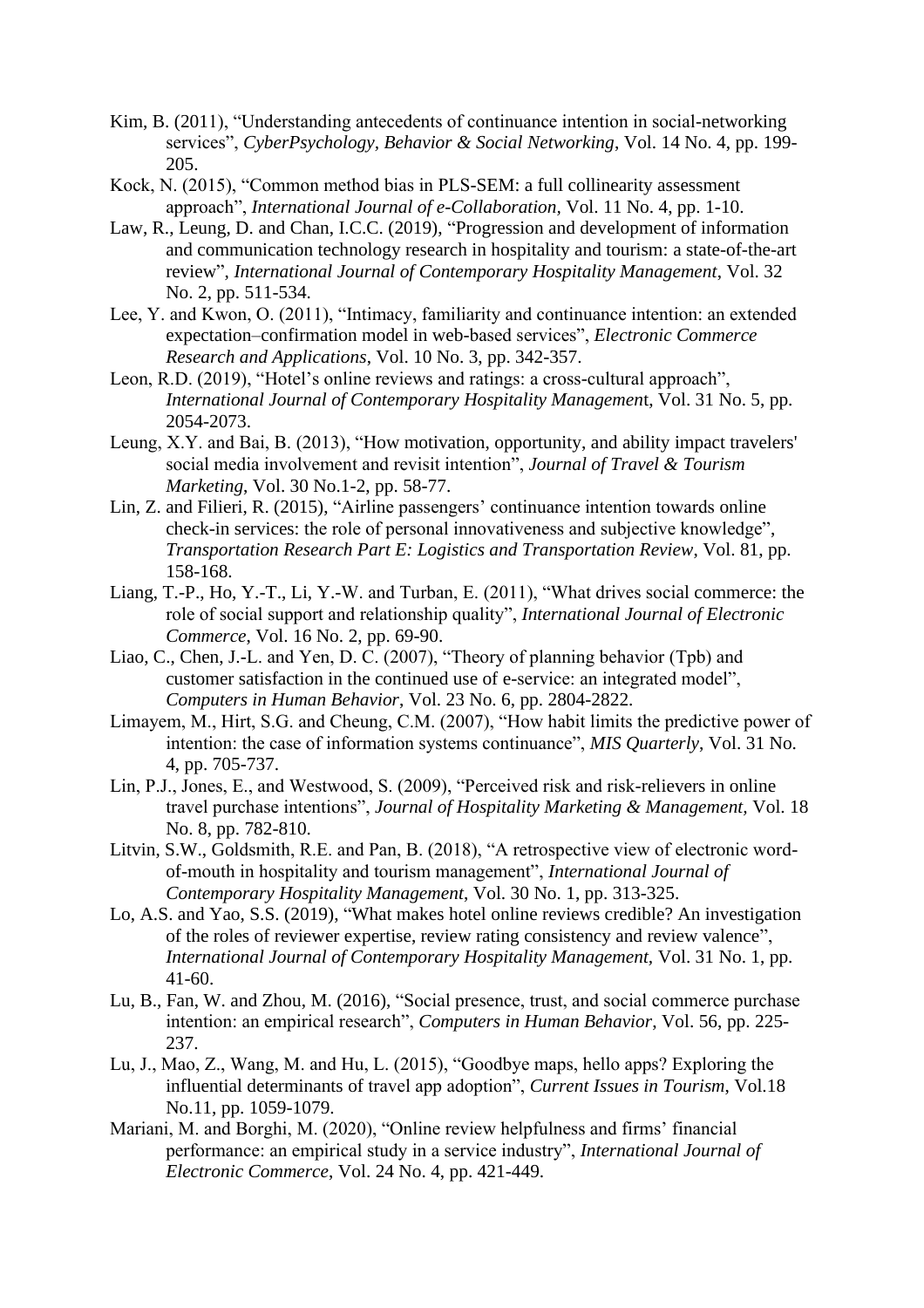Kim, B. (2011), "Understanding antecedents of continuance intention in social-networking services", *CyberPsychology, Behavior & Social Networking*, Vol. 14 No. 4, pp. 199-205.

Kock, N. (2015), "Common method bias in PLS-SEM: a full collinearity assessment approach", *International Journal of e-Collaboration*, Vol. 11 No. 4, pp. 1-10.

Law, R., Leung, D. and Chan, I.C.C. (2019), "Progression and development of information and communication technology research in hospitality and tourism: a state-of-the-art review", *International Journal of Contemporary Hospitality Management*, Vol. 32 No. 2, pp. 511-534.

Lee, Y. and Kwon, O. (2011), "Intimacy, familiarity and continuance intention: an extended expectation–confirmation model in web-based services", *Electronic Commerce Research and Applications*, Vol. 10 No. 3, pp. 342-357.

Leon, R.D. (2019), "Hotel's online reviews and ratings: a cross-cultural approach", *International Journal of Contemporary Hospitality Management*, Vol. 31 No. 5, pp. 2054-2073.

Leung, X.Y. and Bai, B. (2013), "How motivation, opportunity, and ability impact travelers' social media involvement and revisit intention", *Journal of Travel & Tourism Marketing*, Vol. 30 No.1-2, pp. 58-77.

Lin, Z. and Filieri, R. (2015), "Airline passengers' continuance intention towards online check-in services: the role of personal innovativeness and subjective knowledge", *Transportation Research Part E: Logistics and Transportation Review*, Vol. 81, pp. 158-168.

Liang, T.-P., Ho, Y.-T., Li, Y.-W. and Turban, E. (2011), "What drives social commerce: the role of social support and relationship quality", *International Journal of Electronic Commerce*, Vol. 16 No. 2, pp. 69-90.

Liao, C., Chen, J.-L. and Yen, D. C. (2007), "Theory of planning behavior (Tpb) and customer satisfaction in the continued use of e-service: an integrated model", *Computers in Human Behavior*, Vol. 23 No. 6, pp. 2804-2822.

Limayem, M., Hirt, S.G. and Cheung, C.M. (2007), "How habit limits the predictive power of intention: the case of information systems continuance", *MIS Quarterly*, Vol. 31 No. 4, pp. 705-737.

Lin, P.J., Jones, E., and Westwood, S. (2009), "Perceived risk and risk-relievers in online travel purchase intentions", *Journal of Hospitality Marketing & Management*, Vol. 18 No. 8, pp. 782-810.

Litvin, S.W., Goldsmith, R.E. and Pan, B. (2018), "A retrospective view of electronic word-of-mouth in hospitality and tourism management", *International Journal of Contemporary Hospitality Management*, Vol. 30 No. 1, pp. 313-325.

Lo, A.S. and Yao, S.S. (2019), "What makes hotel online reviews credible? An investigation of the roles of reviewer expertise, review rating consistency and review valence", *International Journal of Contemporary Hospitality Management*, Vol. 31 No. 1, pp. 41-60.

Lu, B., Fan, W. and Zhou, M. (2016), "Social presence, trust, and social commerce purchase intention: an empirical research", *Computers in Human Behavior*, Vol. 56, pp. 225-237.

Lu, J., Mao, Z., Wang, M. and Hu, L. (2015), "Goodbye maps, hello apps? Exploring the influential determinants of travel app adoption", *Current Issues in Tourism*, Vol.18 No.11, pp. 1059-1079.

Mariani, M. and Borghi, M. (2020), "Online review helpfulness and firms' financial performance: an empirical study in a service industry", *International Journal of Electronic Commerce*, Vol. 24 No. 4, pp. 421-449.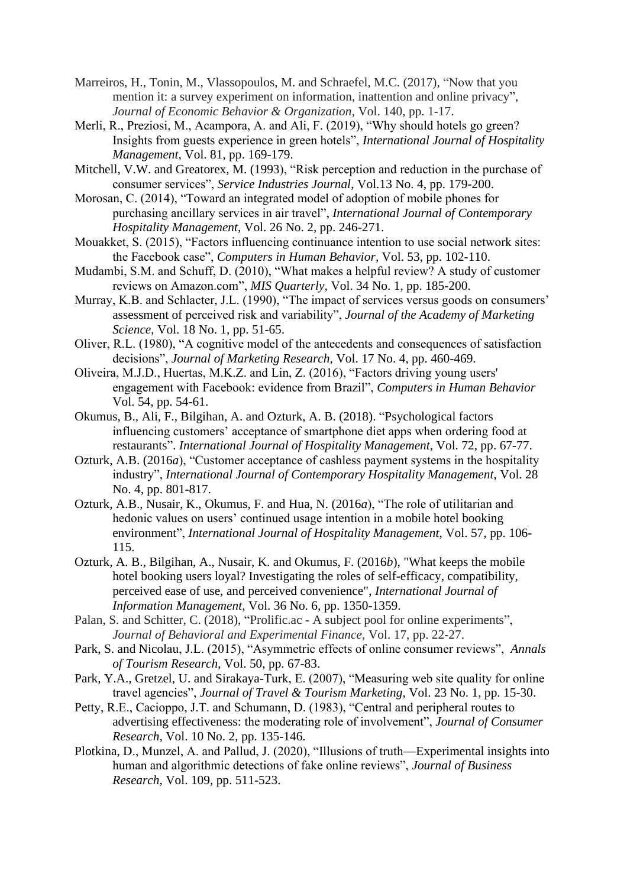Marreiros, H., Tonin, M., Vlassopoulos, M. and Schraefel, M.C. (2017), "Now that you mention it: a survey experiment on information, inattention and online privacy", *Journal of Economic Behavior & Organization*, Vol. 140, pp. 1-17.

Merli, R., Preziosi, M., Acampora, A. and Ali, F. (2019), "Why should hotels go green? Insights from guests experience in green hotels", *International Journal of Hospitality Management*, Vol. 81, pp. 169-179.

Mitchell, V.W. and Greatorex, M. (1993), "Risk perception and reduction in the purchase of consumer services", *Service Industries Journal*, Vol.13 No. 4, pp. 179-200.

Morosan, C. (2014), "Toward an integrated model of adoption of mobile phones for purchasing ancillary services in air travel", *International Journal of Contemporary Hospitality Management*, Vol. 26 No. 2, pp. 246-271.

Mouakket, S. (2015), "Factors influencing continuance intention to use social network sites: the Facebook case", *Computers in Human Behavior*, Vol. 53, pp. 102-110.

Mudambi, S.M. and Schuff, D. (2010), "What makes a helpful review? A study of customer reviews on Amazon.com", *MIS Quarterly*, Vol. 34 No. 1, pp. 185-200.

Murray, K.B. and Schlacter, J.L. (1990), "The impact of services versus goods on consumers' assessment of perceived risk and variability", *Journal of the Academy of Marketing Science*, Vol. 18 No. 1, pp. 51-65.

Oliver, R.L. (1980), "A cognitive model of the antecedents and consequences of satisfaction decisions", *Journal of Marketing Research*, Vol. 17 No. 4, pp. 460-469.

Oliveira, M.J.D., Huertas, M.K.Z. and Lin, Z. (2016), "Factors driving young users' engagement with Facebook: evidence from Brazil", *Computers in Human Behavior* Vol. 54, pp. 54-61.

Okumus, B., Ali, F., Bilgihan, A. and Ozturk, A. B. (2018). "Psychological factors influencing customers' acceptance of smartphone diet apps when ordering food at restaurants". *International Journal of Hospitality Management*, Vol. 72, pp. 67-77.

Ozturk, A.B. (2016*a*), "Customer acceptance of cashless payment systems in the hospitality industry", *International Journal of Contemporary Hospitality Management*, Vol. 28 No. 4, pp. 801-817.

Ozturk, A.B., Nusair, K., Okumus, F. and Hua, N. (2016*a*), "The role of utilitarian and hedonic values on users' continued usage intention in a mobile hotel booking environment", *International Journal of Hospitality Management*, Vol. 57, pp. 106-115.

Ozturk, A. B., Bilgihan, A., Nusair, K. and Okumus, F. (2016*b*), "What keeps the mobile hotel booking users loyal? Investigating the roles of self-efficacy, compatibility, perceived ease of use, and perceived convenience", *International Journal of Information Management*, Vol. 36 No. 6, pp. 1350-1359.

Palan, S. and Schitter, C. (2018), "Prolific.ac - A subject pool for online experiments", *Journal of Behavioral and Experimental Finance*, Vol. 17, pp. 22-27.

Park, S. and Nicolau, J.L. (2015), "Asymmetric effects of online consumer reviews", *Annals of Tourism Research*, Vol. 50, pp. 67-83.

Park, Y.A., Gretzel, U. and Sirakaya-Turk, E. (2007), "Measuring web site quality for online travel agencies", *Journal of Travel & Tourism Marketing*, Vol. 23 No. 1, pp. 15-30.

Petty, R.E., Cacioppo, J.T. and Schumann, D. (1983), "Central and peripheral routes to advertising effectiveness: the moderating role of involvement", *Journal of Consumer Research*, Vol. 10 No. 2, pp. 135-146.

Plotkina, D., Munzel, A. and Pallud, J. (2020), "Illusions of truth—Experimental insights into human and algorithmic detections of fake online reviews", *Journal of Business Research*, Vol. 109, pp. 511-523.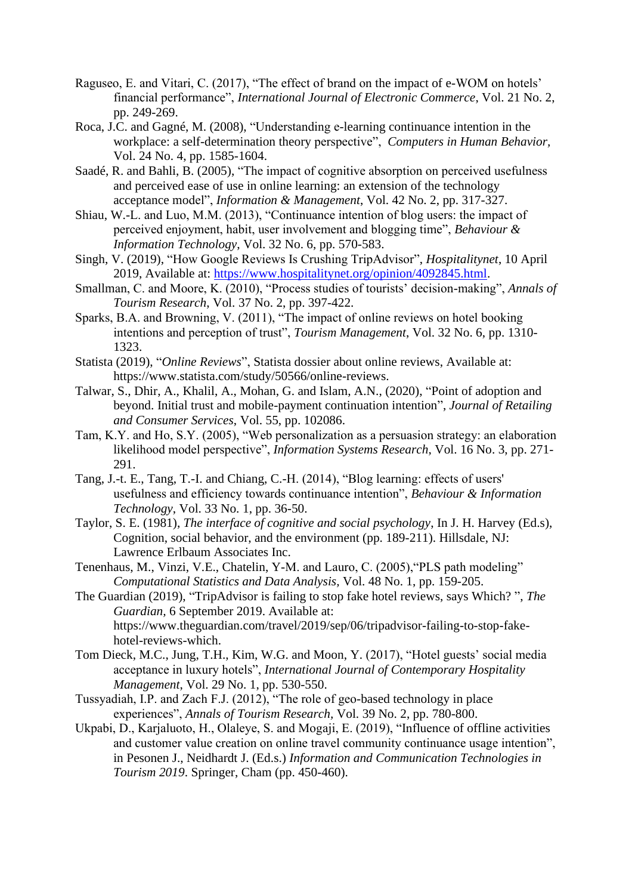Raguseo, E. and Vitari, C. (2017), "The effect of brand on the impact of e-WOM on hotels' financial performance", *International Journal of Electronic Commerce*, Vol. 21 No. 2, pp. 249-269.

Roca, J.C. and Gagné, M. (2008), "Understanding e-learning continuance intention in the workplace: a self-determination theory perspective", *Computers in Human Behavior,* Vol. 24 No. 4, pp. 1585-1604.

Saadé, R. and Bahli, B. (2005), "The impact of cognitive absorption on perceived usefulness and perceived ease of use in online learning: an extension of the technology acceptance model", *Information & Management*, Vol. 42 No. 2, pp. 317-327.

Shiau, W.-L. and Luo, M.M. (2013), "Continuance intention of blog users: the impact of perceived enjoyment, habit, user involvement and blogging time", *Behaviour & Information Technology,* Vol. 32 No. 6, pp. 570-583.

Singh, V. (2019), "How Google Reviews Is Crushing TripAdvisor", *Hospitalitynet*, 10 April 2019, Available at: https://www.hospitalitynet.org/opinion/4092845.html.

Smallman, C. and Moore, K. (2010), "Process studies of tourists' decision-making", *Annals of Tourism Research*, Vol. 37 No. 2, pp. 397-422.

Sparks, B.A. and Browning, V. (2011), "The impact of online reviews on hotel booking intentions and perception of trust", *Tourism Management*, Vol. 32 No. 6, pp. 1310-1323.

Statista (2019), "*Online Reviews*", Statista dossier about online reviews, Available at: https://www.statista.com/study/50566/online-reviews.

Talwar, S., Dhir, A., Khalil, A., Mohan, G. and Islam, A.N., (2020), "Point of adoption and beyond. Initial trust and mobile-payment continuation intention", *Journal of Retailing and Consumer Services*, Vol. 55, pp. 102086.

Tam, K.Y. and Ho, S.Y. (2005), "Web personalization as a persuasion strategy: an elaboration likelihood model perspective", *Information Systems Research*, Vol. 16 No. 3, pp. 271-291.

Tang, J.-t. E., Tang, T.-I. and Chiang, C.-H. (2014), "Blog learning: effects of users' usefulness and efficiency towards continuance intention", *Behaviour & Information Technology*, Vol. 33 No. 1, pp. 36-50.

Taylor, S. E. (1981), *The interface of cognitive and social psychology*, In J. H. Harvey (Ed.s), Cognition, social behavior, and the environment (pp. 189-211). Hillsdale, NJ: Lawrence Erlbaum Associates Inc.

Tenenhaus, M., Vinzi, V.E., Chatelin, Y-M. and Lauro, C. (2005),"PLS path modeling" *Computational Statistics and Data Analysis*, Vol. 48 No. 1, pp. 159-205.

The Guardian (2019), "TripAdvisor is failing to stop fake hotel reviews, says Which? ", *The Guardian*, 6 September 2019. Available at: https://www.theguardian.com/travel/2019/sep/06/tripadvisor-failing-to-stop-fake-hotel-reviews-which.

Tom Dieck, M.C., Jung, T.H., Kim, W.G. and Moon, Y. (2017), "Hotel guests' social media acceptance in luxury hotels", *International Journal of Contemporary Hospitality Management*, Vol. 29 No. 1, pp. 530-550.

Tussyadiah, I.P. and Zach F.J. (2012), "The role of geo-based technology in place experiences", *Annals of Tourism Research*, Vol. 39 No. 2, pp. 780-800.

Ukpabi, D., Karjaluoto, H., Olaleye, S. and Mogaji, E. (2019), "Influence of offline activities and customer value creation on online travel community continuance usage intention", in Pesonen J., Neidhardt J. (Ed.s.) *Information and Communication Technologies in Tourism 2019*. Springer, Cham (pp. 450-460).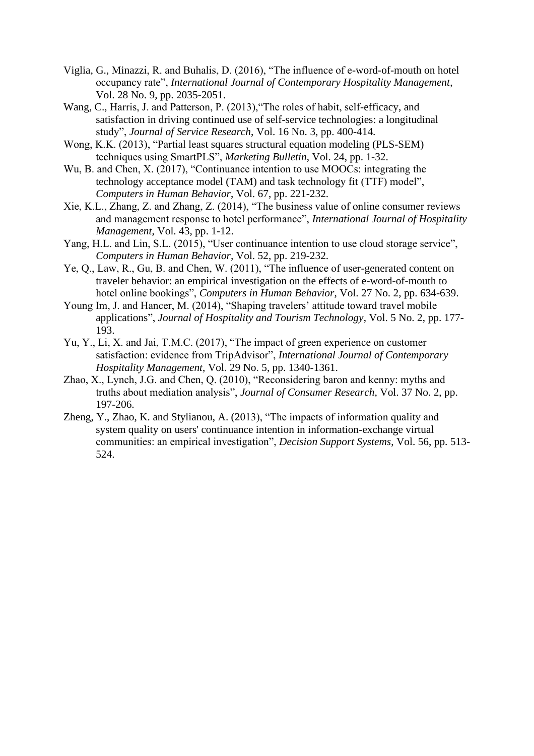Viglia, G., Minazzi, R. and Buhalis, D. (2016), "The influence of e-word-of-mouth on hotel occupancy rate", *International Journal of Contemporary Hospitality Management*, Vol. 28 No. 9, pp. 2035-2051.

Wang, C., Harris, J. and Patterson, P. (2013),"The roles of habit, self-efficacy, and satisfaction in driving continued use of self-service technologies: a longitudinal study", *Journal of Service Research*, Vol. 16 No. 3, pp. 400-414.

Wong, K.K. (2013), "Partial least squares structural equation modeling (PLS-SEM) techniques using SmartPLS", *Marketing Bulletin*, Vol. 24, pp. 1-32.

Wu, B. and Chen, X. (2017), "Continuance intention to use MOOCs: integrating the technology acceptance model (TAM) and task technology fit (TTF) model", *Computers in Human Behavior*, Vol. 67, pp. 221-232.

Xie, K.L., Zhang, Z. and Zhang, Z. (2014), "The business value of online consumer reviews and management response to hotel performance", *International Journal of Hospitality Management*, Vol. 43, pp. 1-12.

Yang, H.L. and Lin, S.L. (2015), "User continuance intention to use cloud storage service", *Computers in Human Behavior*, Vol. 52, pp. 219-232.

Ye, Q., Law, R., Gu, B. and Chen, W. (2011), "The influence of user-generated content on traveler behavior: an empirical investigation on the effects of e-word-of-mouth to hotel online bookings", *Computers in Human Behavior*, Vol. 27 No. 2, pp. 634-639.

Young Im, J. and Hancer, M. (2014), "Shaping travelers' attitude toward travel mobile applications", *Journal of Hospitality and Tourism Technology*, Vol. 5 No. 2, pp. 177-193.

Yu, Y., Li, X. and Jai, T.M.C. (2017), "The impact of green experience on customer satisfaction: evidence from TripAdvisor", *International Journal of Contemporary Hospitality Management*, Vol. 29 No. 5, pp. 1340-1361.

Zhao, X., Lynch, J.G. and Chen, Q. (2010), "Reconsidering baron and kenny: myths and truths about mediation analysis", *Journal of Consumer Research*, Vol. 37 No. 2, pp. 197-206.

Zheng, Y., Zhao, K. and Stylianou, A. (2013), "The impacts of information quality and system quality on users' continuance intention in information-exchange virtual communities: an empirical investigation", *Decision Support Systems*, Vol. 56, pp. 513-524.